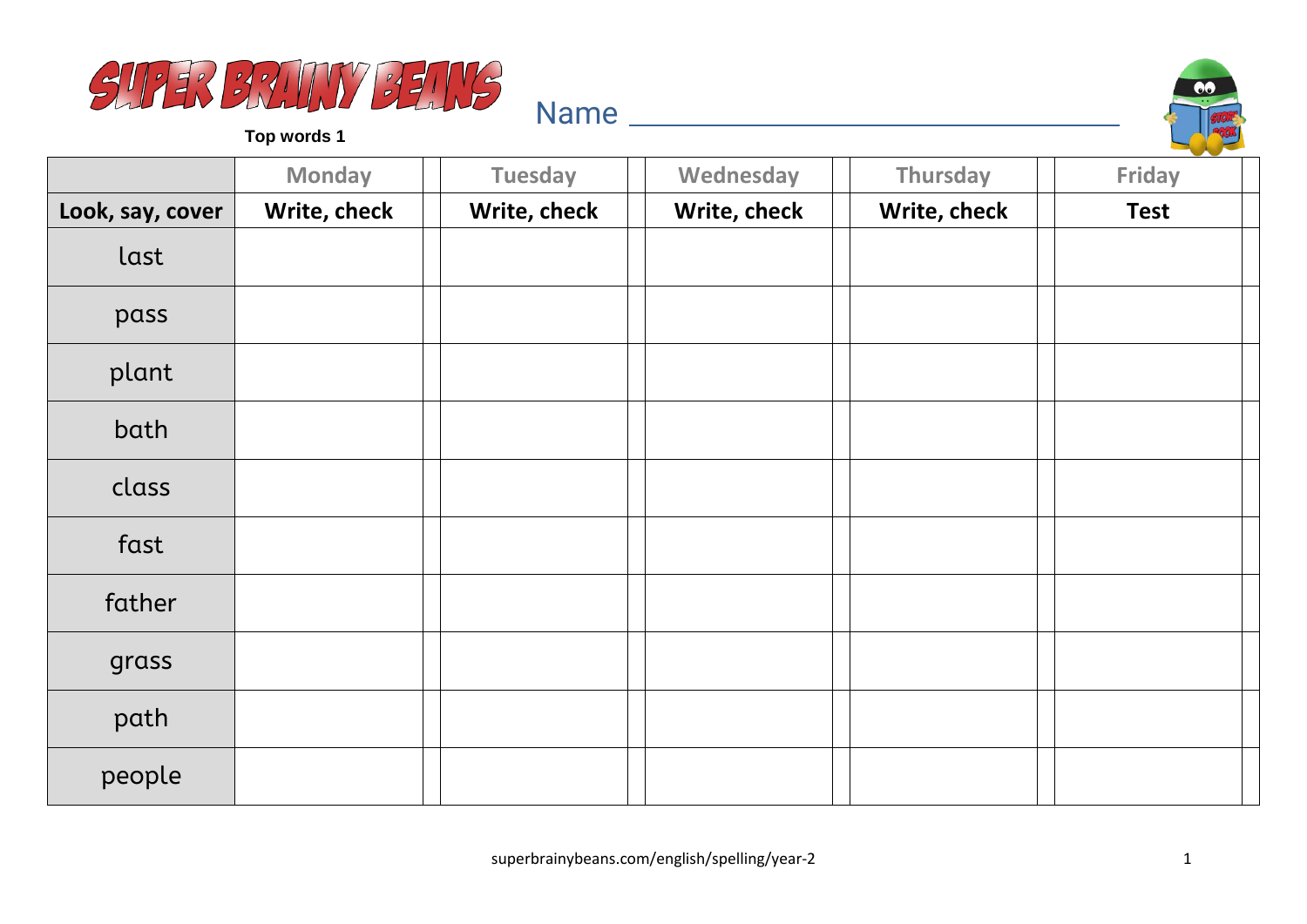# SUPER BRAINY BEANS

**Top words 1**

Name ___________________________

| | Monday | Tuesday | Wednesday | Thursday | Friday |
|---|---|---|---|---|---|
| **Look, say, cover** | **Write, check** | **Write, check** | **Write, check** | **Write, check** | **Test** |
| last | | | | | |
| pass | | | | | |
| plant | | | | | |
| bath | | | | | |
| class | | | | | |
| fast | | | | | |
| father | | | | | |
| grass | | | | | |
| path | | | | | |
| people | | | | | |

superbrainybeans.com/english/spelling/year-2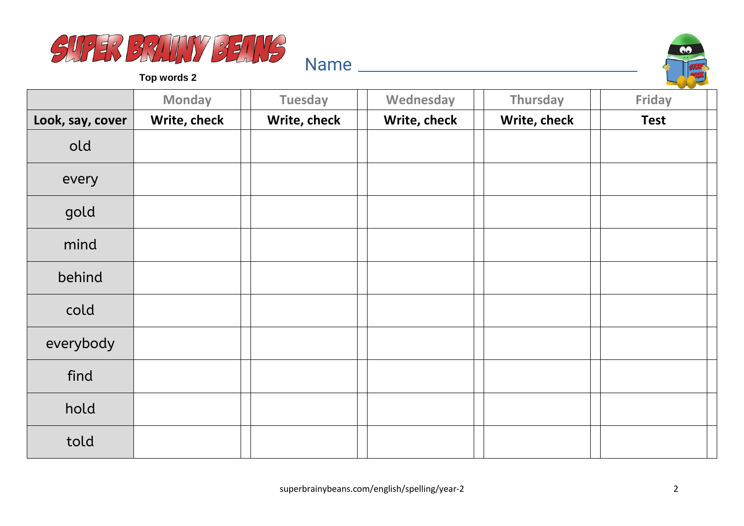# SUPER BRAINY BEANS

**Top words 2**

Name ______________________________

| | Monday | | Tuesday | | Wednesday | | Thursday | | Friday | |
|---|---|---|---|---|---|---|---|---|---|---|
| **Look, say, cover** | **Write, check** | | **Write, check** | | **Write, check** | | **Write, check** | | **Test** | |
| old | | | | | | | | | | |
| every | | | | | | | | | | |
| gold | | | | | | | | | | |
| mind | | | | | | | | | | |
| behind | | | | | | | | | | |
| cold | | | | | | | | | | |
| everybody | | | | | | | | | | |
| find | | | | | | | | | | |
| hold | | | | | | | | | | |
| told | | | | | | | | | | |

superbrainybeans.com/english/spelling/year-2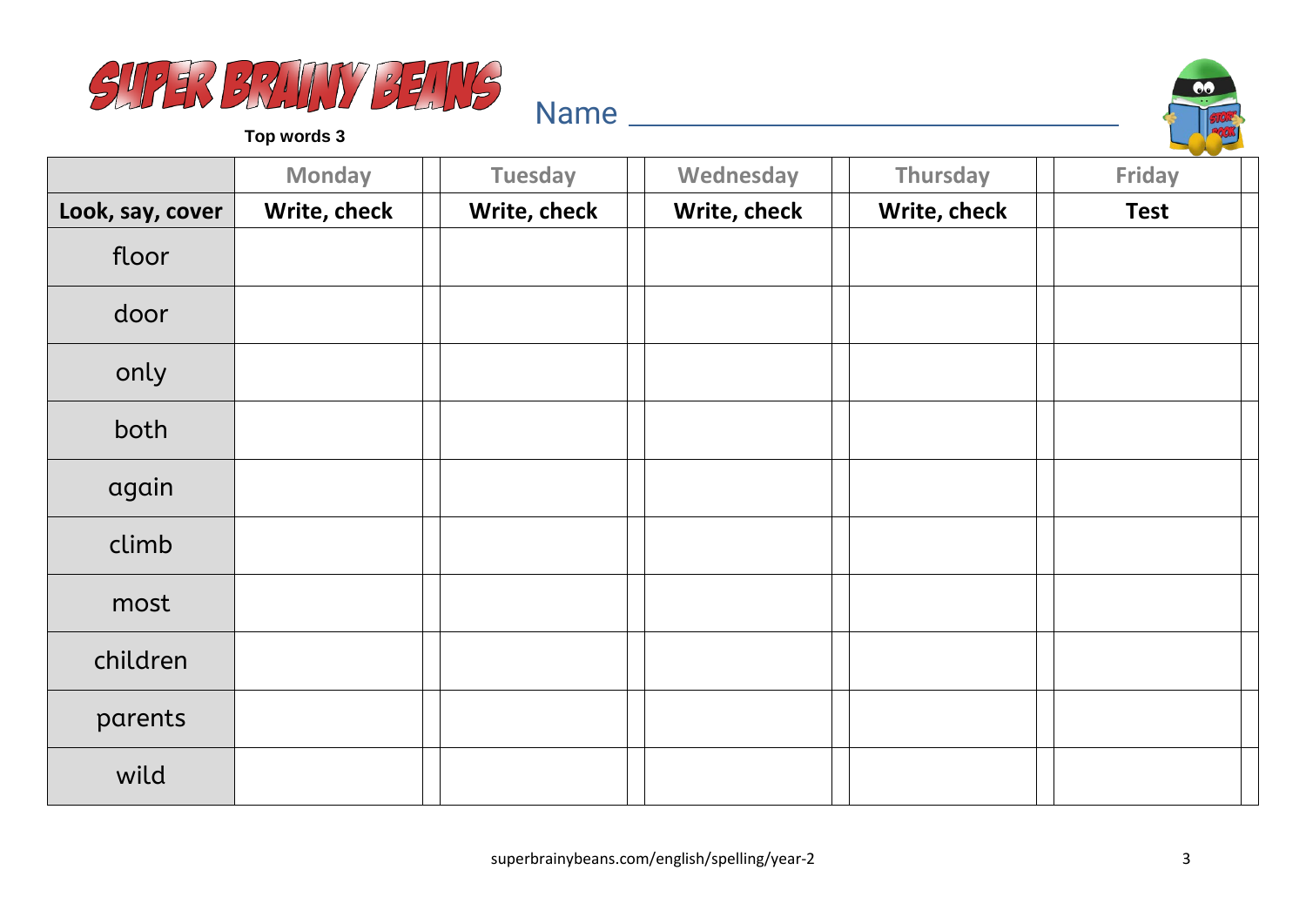# SUPER BRAINY BEANS

**Top words 3**

Name ________________________________

| | Monday | | Tuesday | | Wednesday | | Thursday | | Friday | |
|---|---|---|---|---|---|---|---|---|---|---|
| **Look, say, cover** | **Write, check** | | **Write, check** | | **Write, check** | | **Write, check** | | **Test** | |
| floor | | | | | | | | | | |
| door | | | | | | | | | | |
| only | | | | | | | | | | |
| both | | | | | | | | | | |
| again | | | | | | | | | | |
| climb | | | | | | | | | | |
| most | | | | | | | | | | |
| children | | | | | | | | | | |
| parents | | | | | | | | | | |
| wild | | | | | | | | | | |

superbrainybeans.com/english/spelling/year-2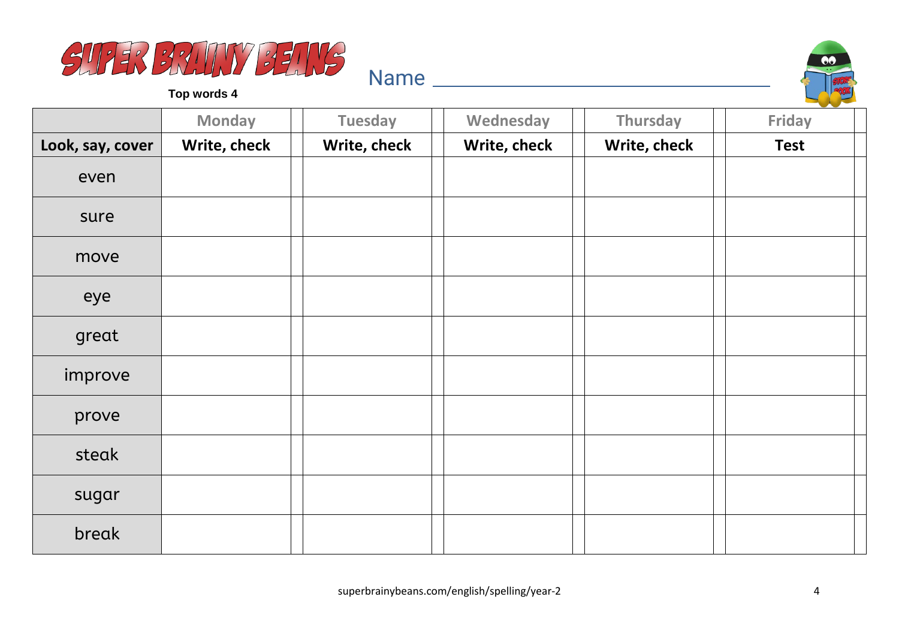# SUPER BRAINY BEANS

**Top words 4**

Name ______________________________

| | Monday | Tuesday | Wednesday | Thursday | Friday |
|---|---|---|---|---|---|
| **Look, say, cover** | **Write, check** | **Write, check** | **Write, check** | **Write, check** | **Test** |
| even | | | | | |
| sure | | | | | |
| move | | | | | |
| eye | | | | | |
| great | | | | | |
| improve | | | | | |
| prove | | | | | |
| steak | | | | | |
| sugar | | | | | |
| break | | | | | |

superbrainybeans.com/english/spelling/year-2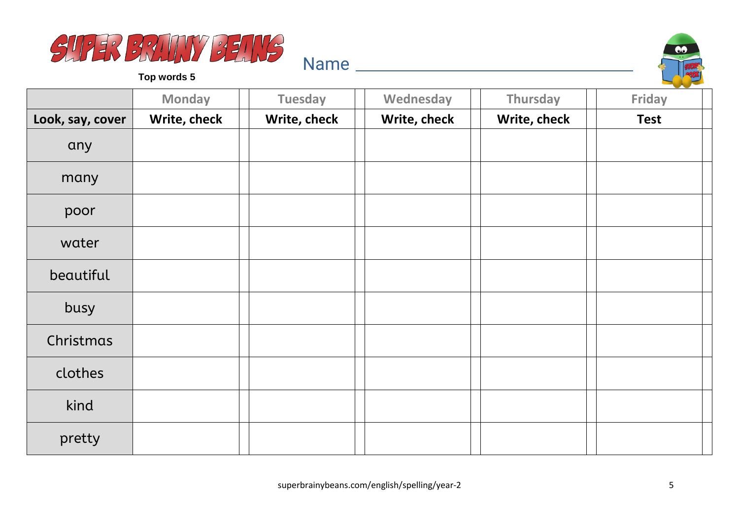# SUPER BRAINY BEANS

**Top words 5**

Name ______________________________

| | Monday | Tuesday | Wednesday | Thursday | Friday |
|---|---|---|---|---|---|
| **Look, say, cover** | **Write, check** | **Write, check** | **Write, check** | **Write, check** | **Test** |
| any | | | | | |
| many | | | | | |
| poor | | | | | |
| water | | | | | |
| beautiful | | | | | |
| busy | | | | | |
| Christmas | | | | | |
| clothes | | | | | |
| kind | | | | | |
| pretty | | | | | |

superbrainybeans.com/english/spelling/year-2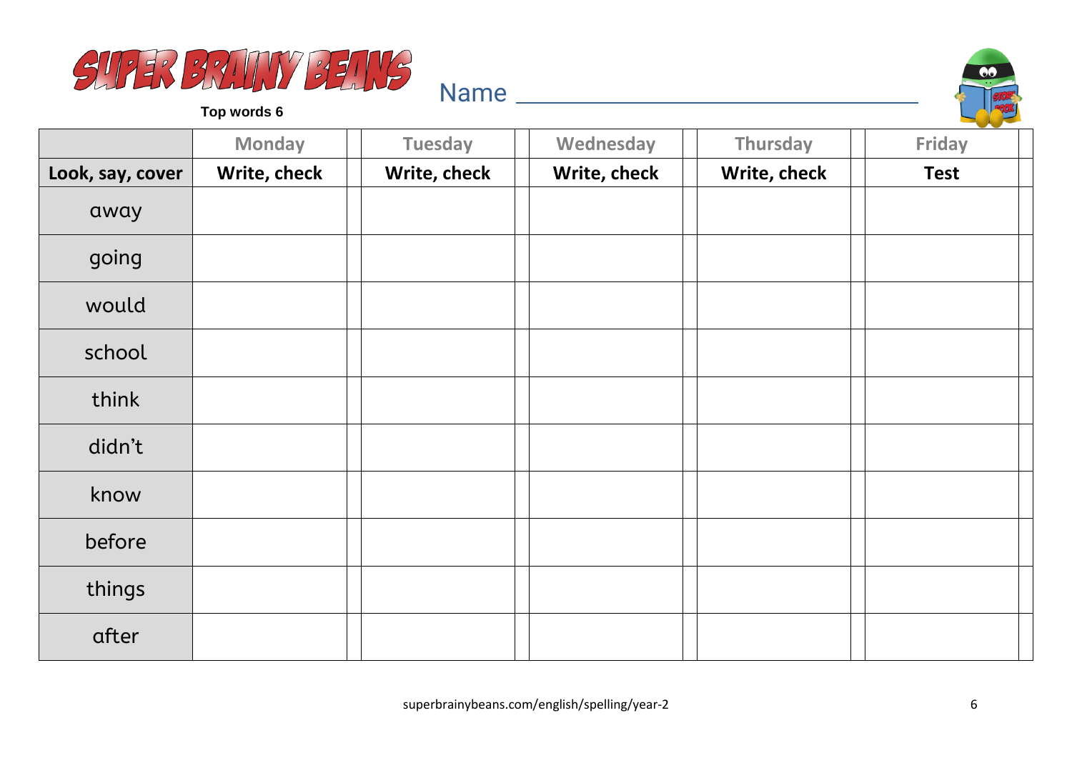# SUPER BRAINY BEANS

**Top words 6**

Name ________________________________

| | Monday | Tuesday | Wednesday | Thursday | Friday |
|---|---|---|---|---|---|
| **Look, say, cover** | **Write, check** | **Write, check** | **Write, check** | **Write, check** | **Test** |
| away | | | | | |
| going | | | | | |
| would | | | | | |
| school | | | | | |
| think | | | | | |
| didn't | | | | | |
| know | | | | | |
| before | | | | | |
| things | | | | | |
| after | | | | | |

superbrainybeans.com/english/spelling/year-2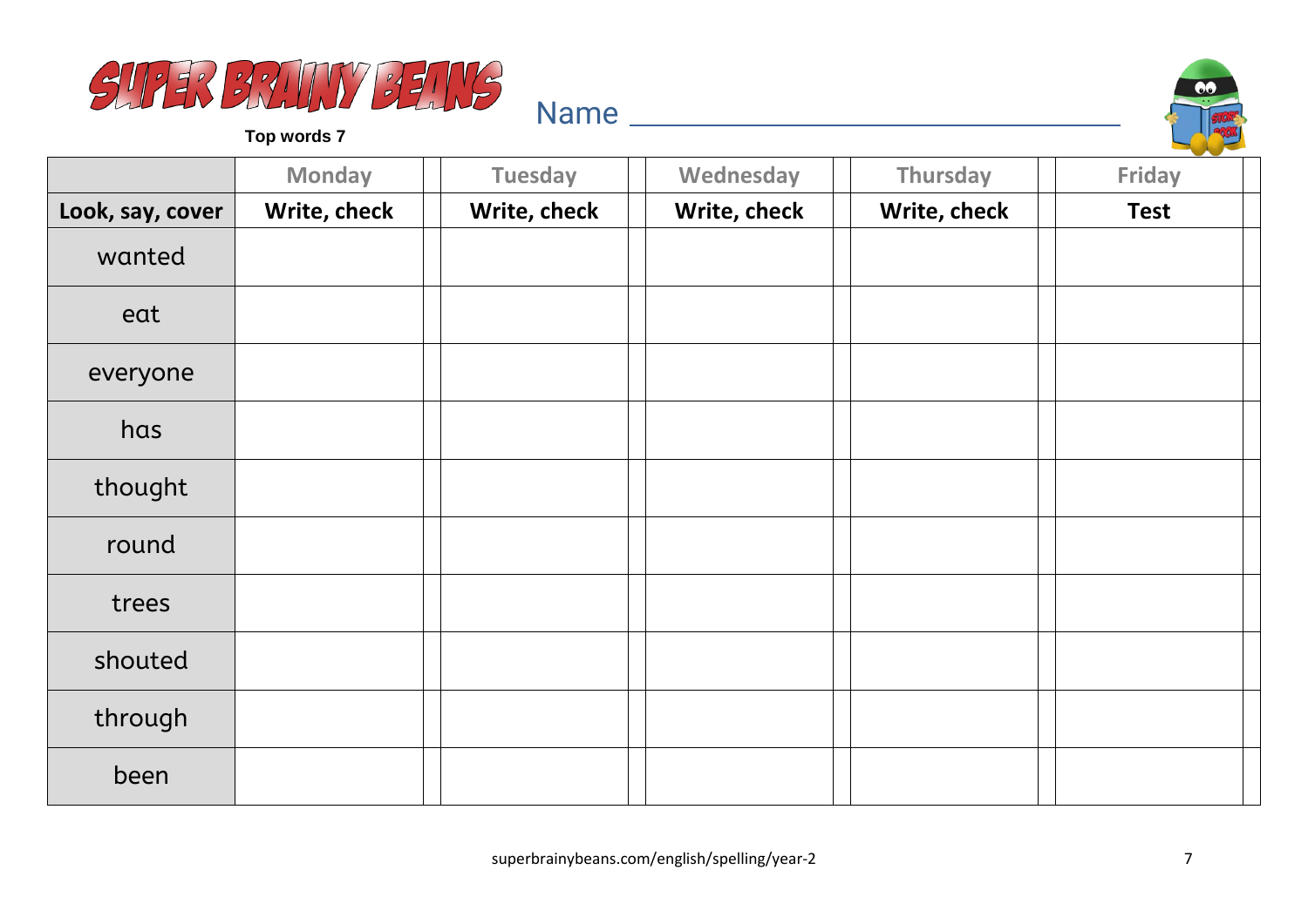# SUPER BRAINY BEANS

**Top words 7**

Name ______________________________

| | Monday | | Tuesday | | Wednesday | | Thursday | | Friday | |
|---|---|---|---|---|---|---|---|---|---|---|
| **Look, say, cover** | **Write, check** | | **Write, check** | | **Write, check** | | **Write, check** | | **Test** | |
| wanted | | | | | | | | | | |
| eat | | | | | | | | | | |
| everyone | | | | | | | | | | |
| has | | | | | | | | | | |
| thought | | | | | | | | | | |
| round | | | | | | | | | | |
| trees | | | | | | | | | | |
| shouted | | | | | | | | | | |
| through | | | | | | | | | | |
| been | | | | | | | | | | |

superbrainybeans.com/english/spelling/year-2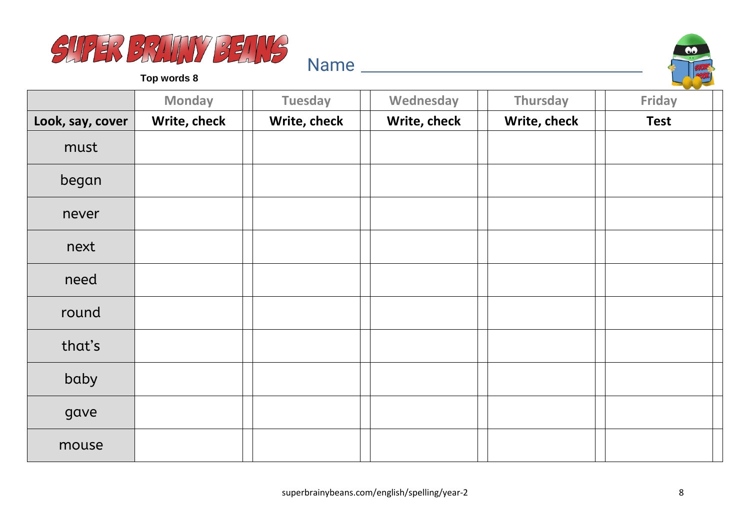# SUPER BRAINY BEANS

**Top words 8**

Name ______________________________

| | Monday | Tuesday | Wednesday | Thursday | Friday |
|---|---|---|---|---|---|
| **Look, say, cover** | **Write, check** | **Write, check** | **Write, check** | **Write, check** | **Test** |
| must | | | | | |
| began | | | | | |
| never | | | | | |
| next | | | | | |
| need | | | | | |
| round | | | | | |
| that's | | | | | |
| baby | | | | | |
| gave | | | | | |
| mouse | | | | | |

superbrainybeans.com/english/spelling/year-2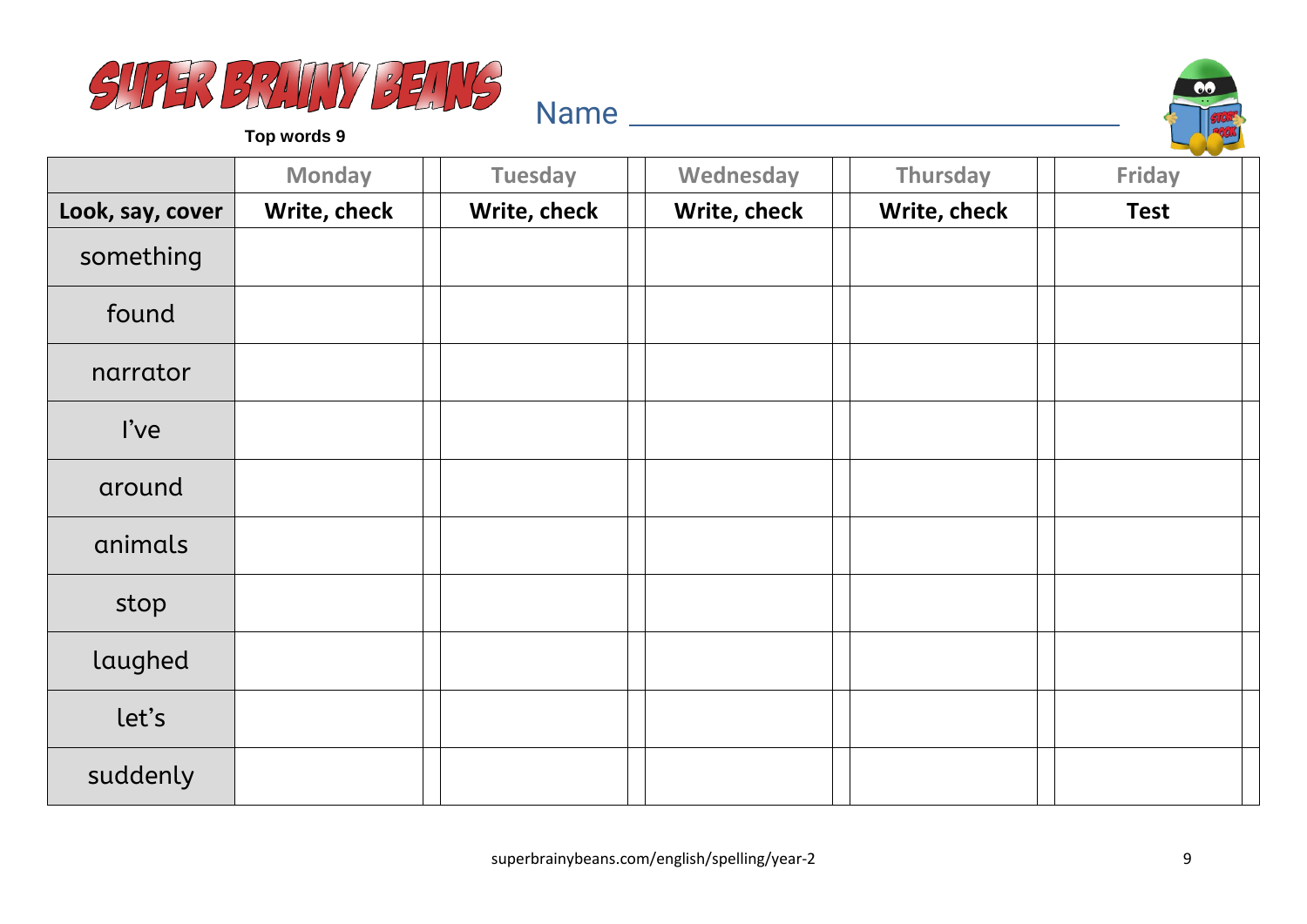# SUPER BRAINY BEANS

**Top words 9**

Name ________________________________

| | Monday | Tuesday | Wednesday | Thursday | Friday |
|---|---|---|---|---|---|
| **Look, say, cover** | **Write, check** | **Write, check** | **Write, check** | **Write, check** | **Test** |
| something | | | | | |
| found | | | | | |
| narrator | | | | | |
| I've | | | | | |
| around | | | | | |
| animals | | | | | |
| stop | | | | | |
| laughed | | | | | |
| let's | | | | | |
| suddenly | | | | | |

superbrainybeans.com/english/spelling/year-2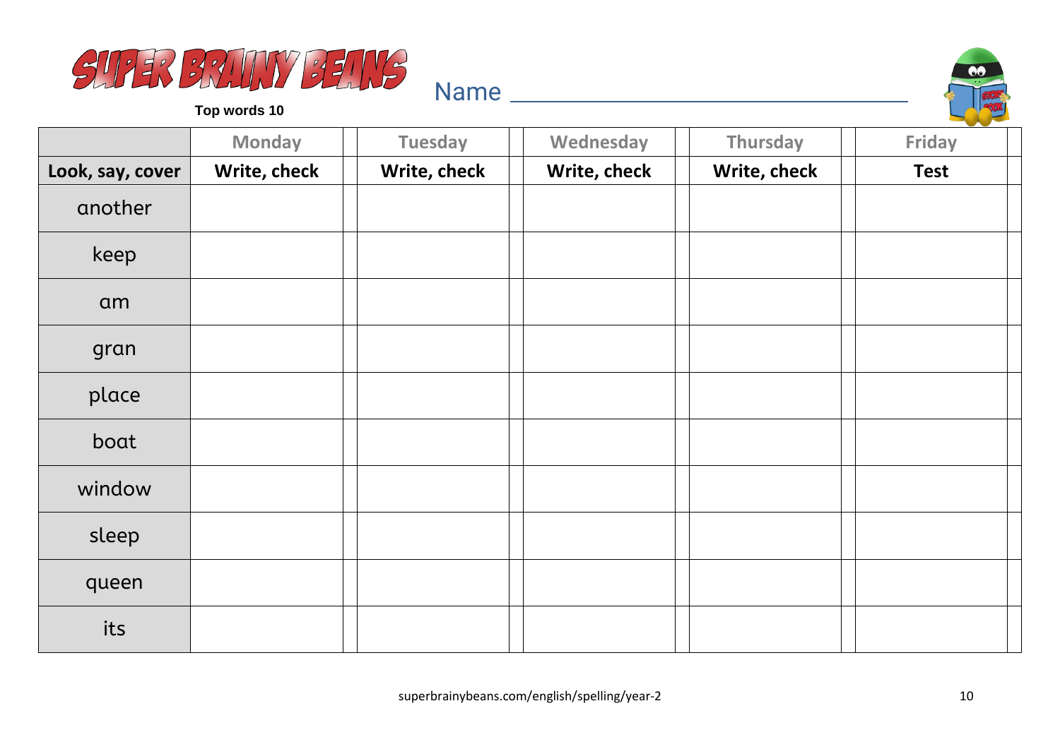SUPER BRAINY BEANS

Top words 10

Name ______________________________

| | Monday | Tuesday | Wednesday | Thursday | Friday |
|---|---|---|---|---|---|
| **Look, say, cover** | **Write, check** | **Write, check** | **Write, check** | **Write, check** | **Test** |
| another | | | | | |
| keep | | | | | |
| am | | | | | |
| gran | | | | | |
| place | | | | | |
| boat | | | | | |
| window | | | | | |
| sleep | | | | | |
| queen | | | | | |
| its | | | | | |

superbrainybeans.com/english/spelling/year-2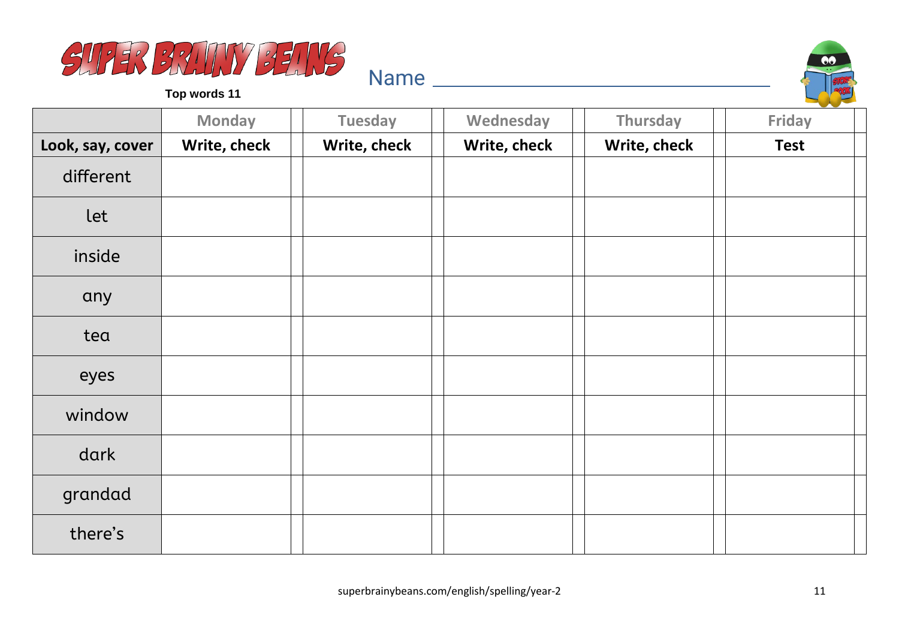# SUPER BRAINY BEANS

**Top words 11**

Name ______________________________

| | Monday | Tuesday | Wednesday | Thursday | Friday |
|---|---|---|---|---|---|
| **Look, say, cover** | **Write, check** | **Write, check** | **Write, check** | **Write, check** | **Test** |
| different | | | | | |
| let | | | | | |
| inside | | | | | |
| any | | | | | |
| tea | | | | | |
| eyes | | | | | |
| window | | | | | |
| dark | | | | | |
| grandad | | | | | |
| there's | | | | | |

superbrainybeans.com/english/spelling/year-2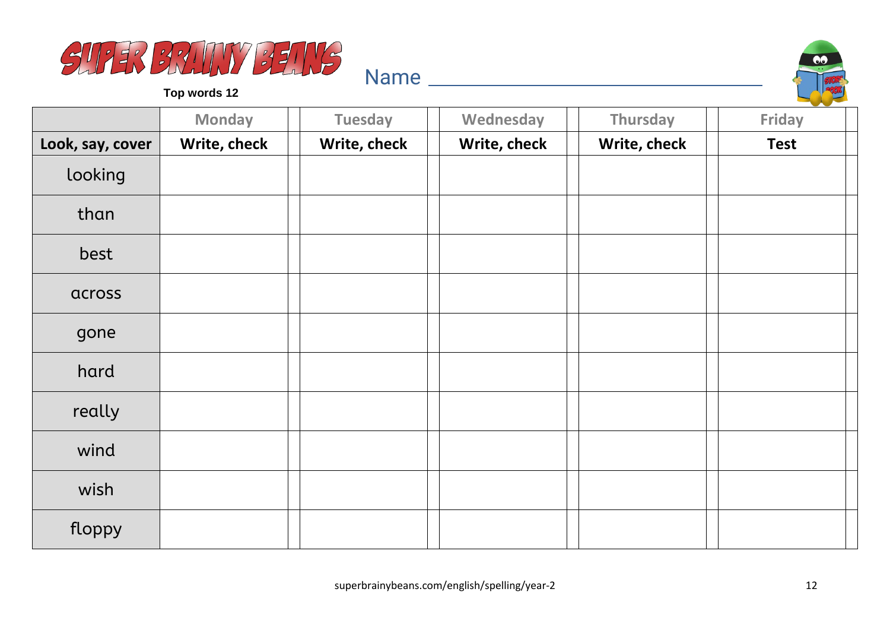# SUPER BRAINY BEANS

**Top words 12**

Name ______________________________

| | Monday | | Tuesday | | Wednesday | | Thursday | | Friday | |
|---|---|---|---|---|---|---|---|---|---|---|
| **Look, say, cover** | **Write, check** | | **Write, check** | | **Write, check** | | **Write, check** | | **Test** | |
| looking | | | | | | | | | | |
| than | | | | | | | | | | |
| best | | | | | | | | | | |
| across | | | | | | | | | | |
| gone | | | | | | | | | | |
| hard | | | | | | | | | | |
| really | | | | | | | | | | |
| wind | | | | | | | | | | |
| wish | | | | | | | | | | |
| floppy | | | | | | | | | | |

superbrainybeans.com/english/spelling/year-2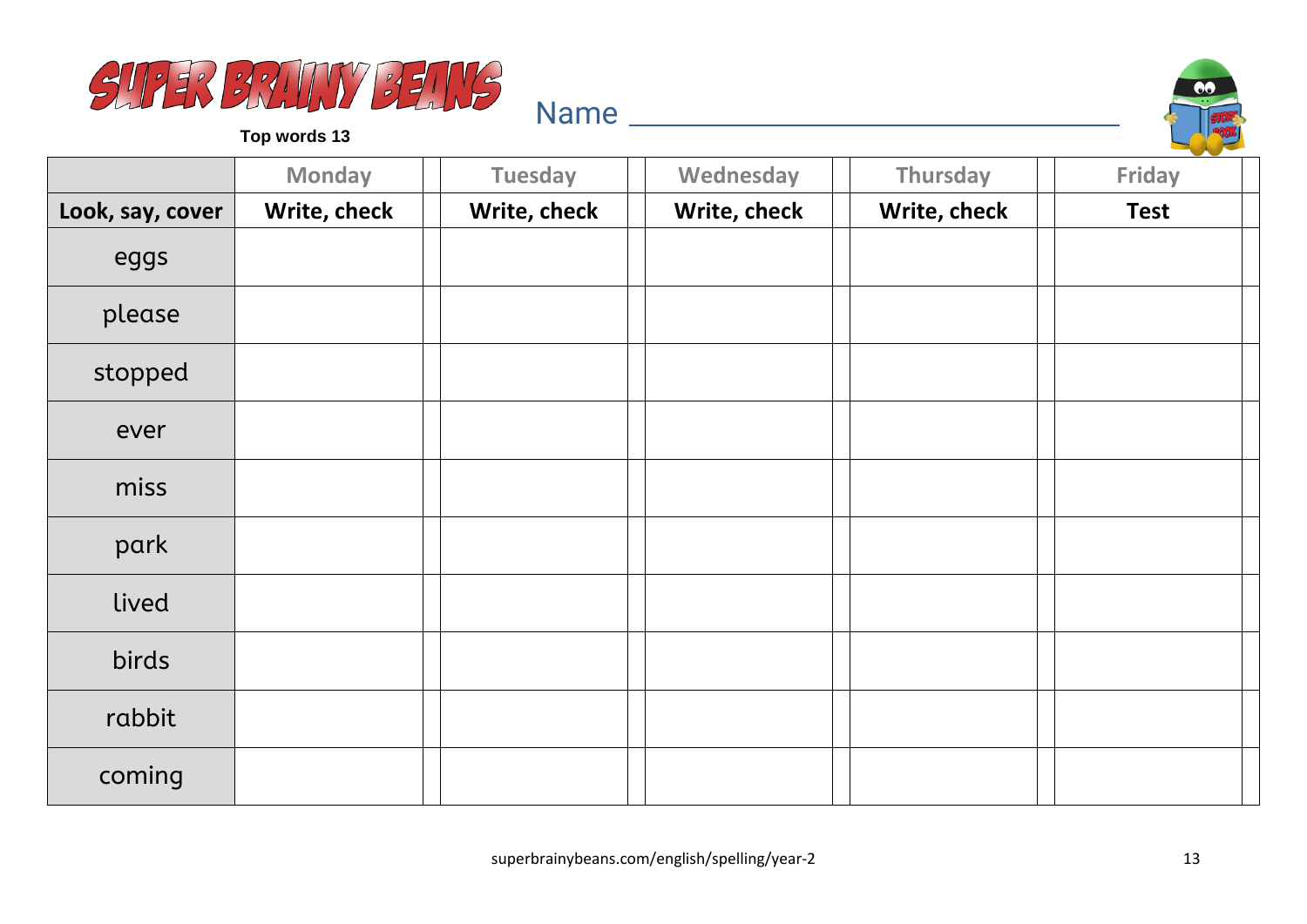# SUPER BRAINY BEANS

**Top words 13**

Name ___________________________

| | Monday | Tuesday | Wednesday | Thursday | Friday |
|---|---|---|---|---|---|
| **Look, say, cover** | **Write, check** | **Write, check** | **Write, check** | **Write, check** | **Test** |
| eggs | | | | | |
| please | | | | | |
| stopped | | | | | |
| ever | | | | | |
| miss | | | | | |
| park | | | | | |
| lived | | | | | |
| birds | | | | | |
| rabbit | | | | | |
| coming | | | | | |

superbrainybeans.com/english/spelling/year-2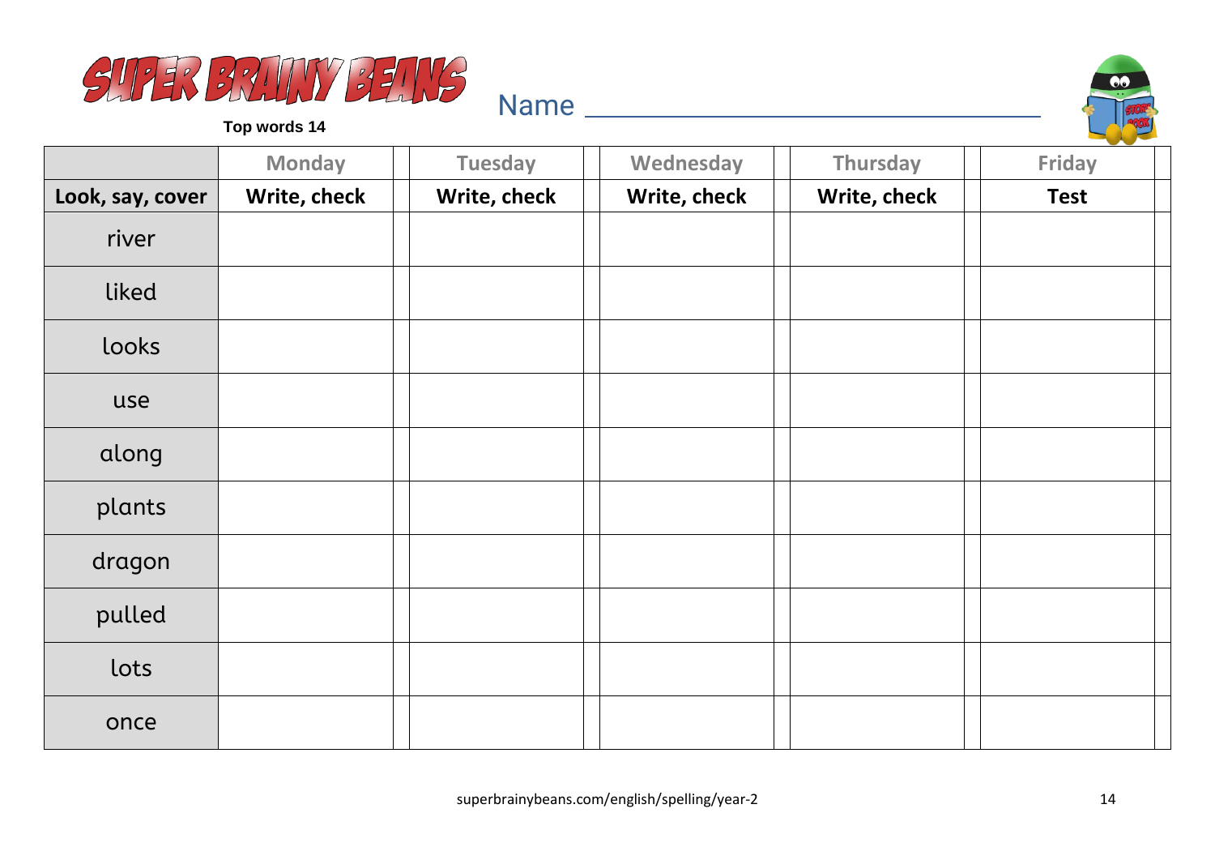# SUPER BRAINY BEANS

**Top words 14**

Name ______________________________

| | Monday | Tuesday | Wednesday | Thursday | Friday |
|---|---|---|---|---|---|
| **Look, say, cover** | **Write, check** | **Write, check** | **Write, check** | **Write, check** | **Test** |
| river | | | | | |
| liked | | | | | |
| looks | | | | | |
| use | | | | | |
| along | | | | | |
| plants | | | | | |
| dragon | | | | | |
| pulled | | | | | |
| lots | | | | | |
| once | | | | | |

superbrainybeans.com/english/spelling/year-2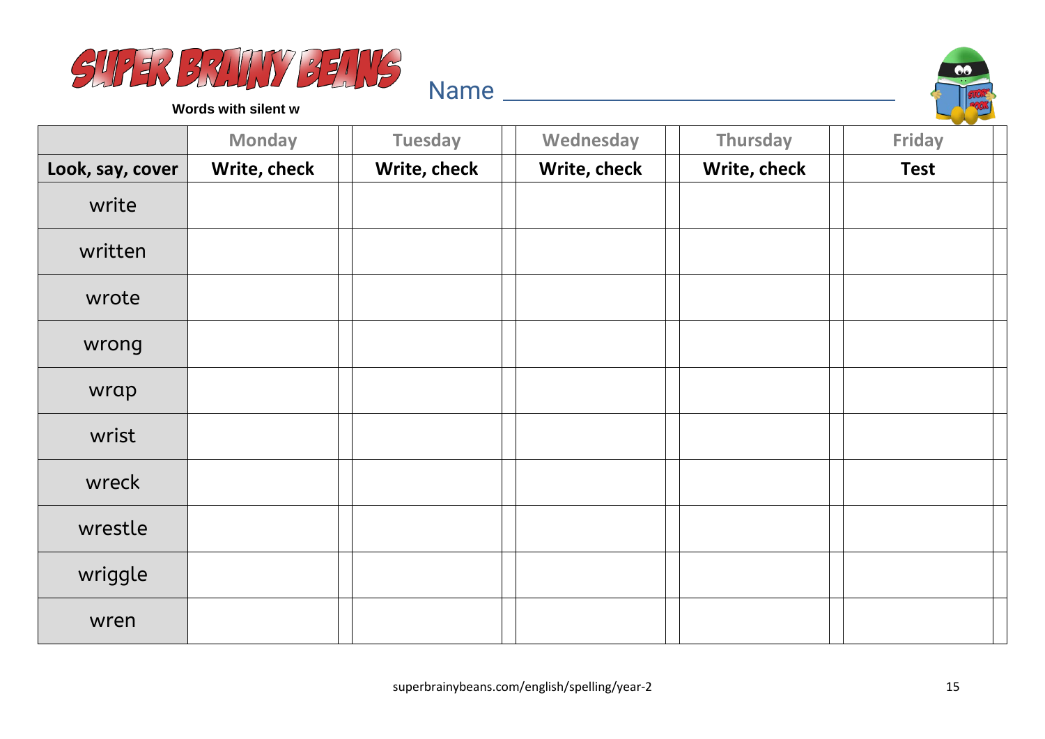# SUPER BRAINY BEANS

**Words with silent w**

Name ___________________________

| | Monday | Tuesday | Wednesday | Thursday | Friday |
|---|---|---|---|---|---|
| **Look, say, cover** | **Write, check** | **Write, check** | **Write, check** | **Write, check** | **Test** |
| write | | | | | |
| written | | | | | |
| wrote | | | | | |
| wrong | | | | | |
| wrap | | | | | |
| wrist | | | | | |
| wreck | | | | | |
| wrestle | | | | | |
| wriggle | | | | | |
| wren | | | | | |

superbrainybeans.com/english/spelling/year-2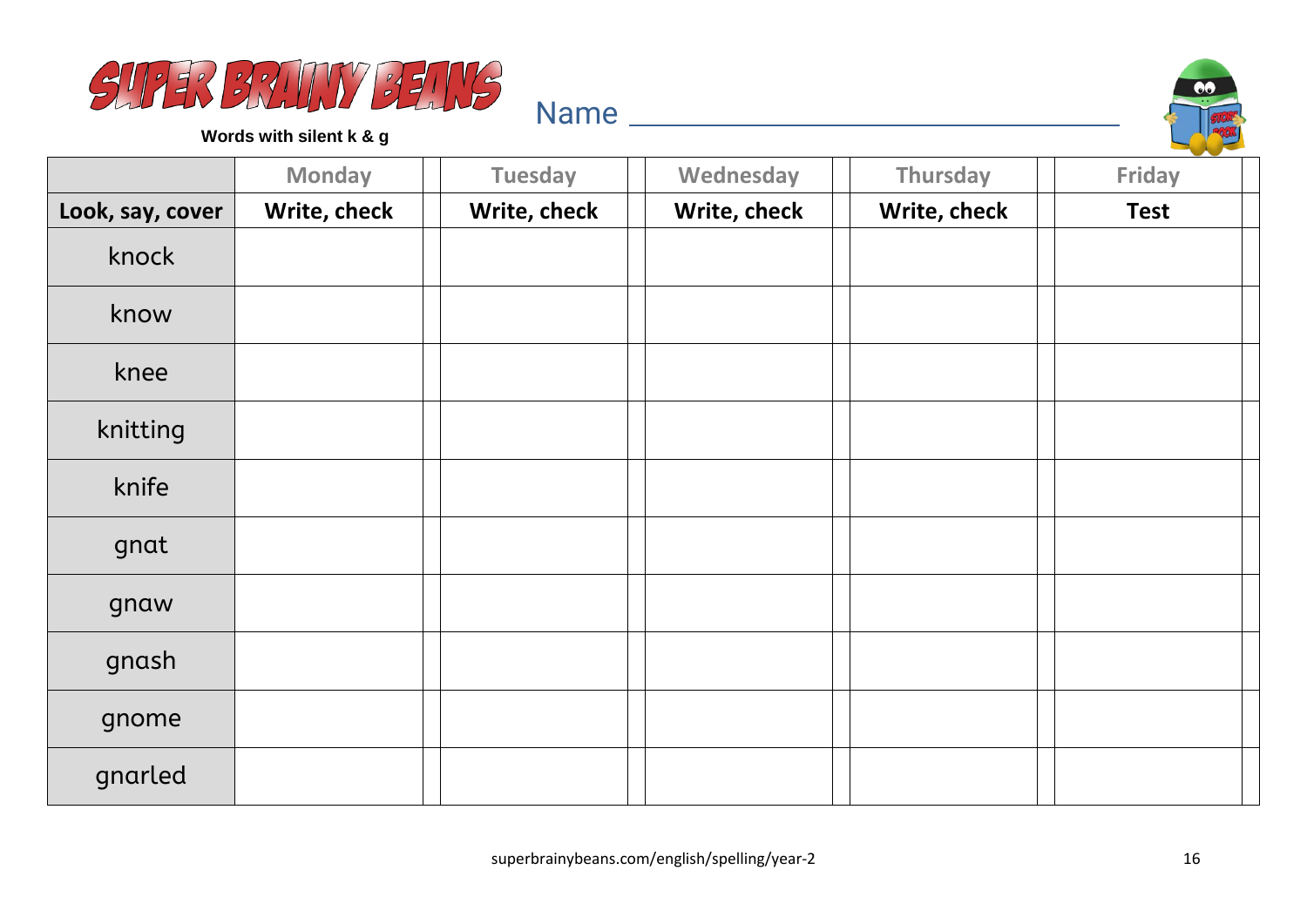# SUPER BRAINY BEANS

**Words with silent k & g**

Name ___________________________________

| | Monday | Tuesday | Wednesday | Thursday | Friday |
|---|---|---|---|---|---|
| **Look, say, cover** | **Write, check** | **Write, check** | **Write, check** | **Write, check** | **Test** |
| knock | | | | | |
| know | | | | | |
| knee | | | | | |
| knitting | | | | | |
| knife | | | | | |
| gnat | | | | | |
| gnaw | | | | | |
| gnash | | | | | |
| gnome | | | | | |
| gnarled | | | | | |

superbrainybeans.com/english/spelling/year-2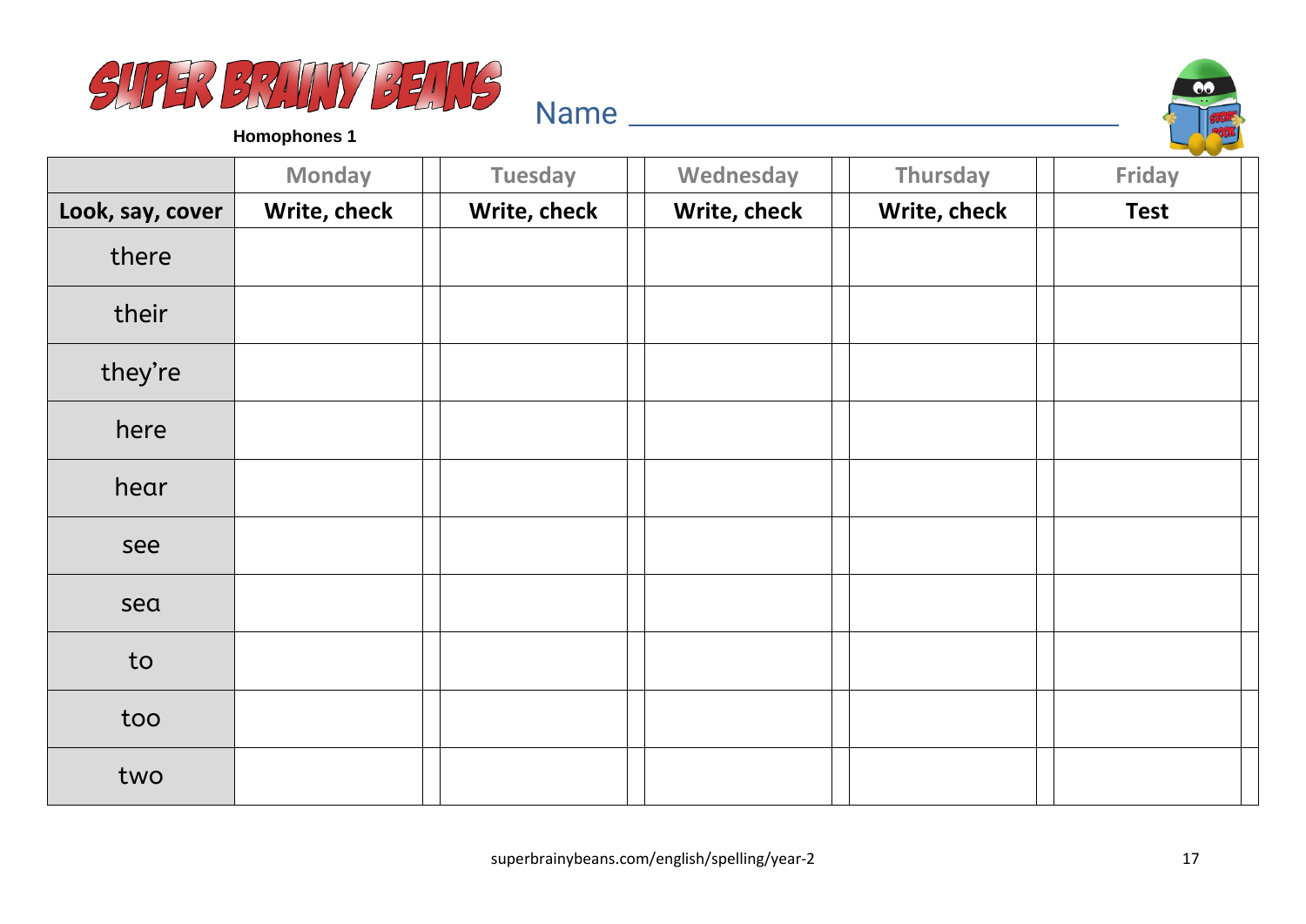# SUPER BRAINY BEANS

**Homophones 1**

Name ___________________________

| | Monday | | Tuesday | | Wednesday | | Thursday | | Friday | |
|---|---|---|---|---|---|---|---|---|---|---|
| **Look, say, cover** | **Write, check** | | **Write, check** | | **Write, check** | | **Write, check** | | **Test** | |
| there | | | | | | | | | | |
| their | | | | | | | | | | |
| they're | | | | | | | | | | |
| here | | | | | | | | | | |
| hear | | | | | | | | | | |
| see | | | | | | | | | | |
| sea | | | | | | | | | | |
| to | | | | | | | | | | |
| too | | | | | | | | | | |
| two | | | | | | | | | | |

superbrainybeans.com/english/spelling/year-2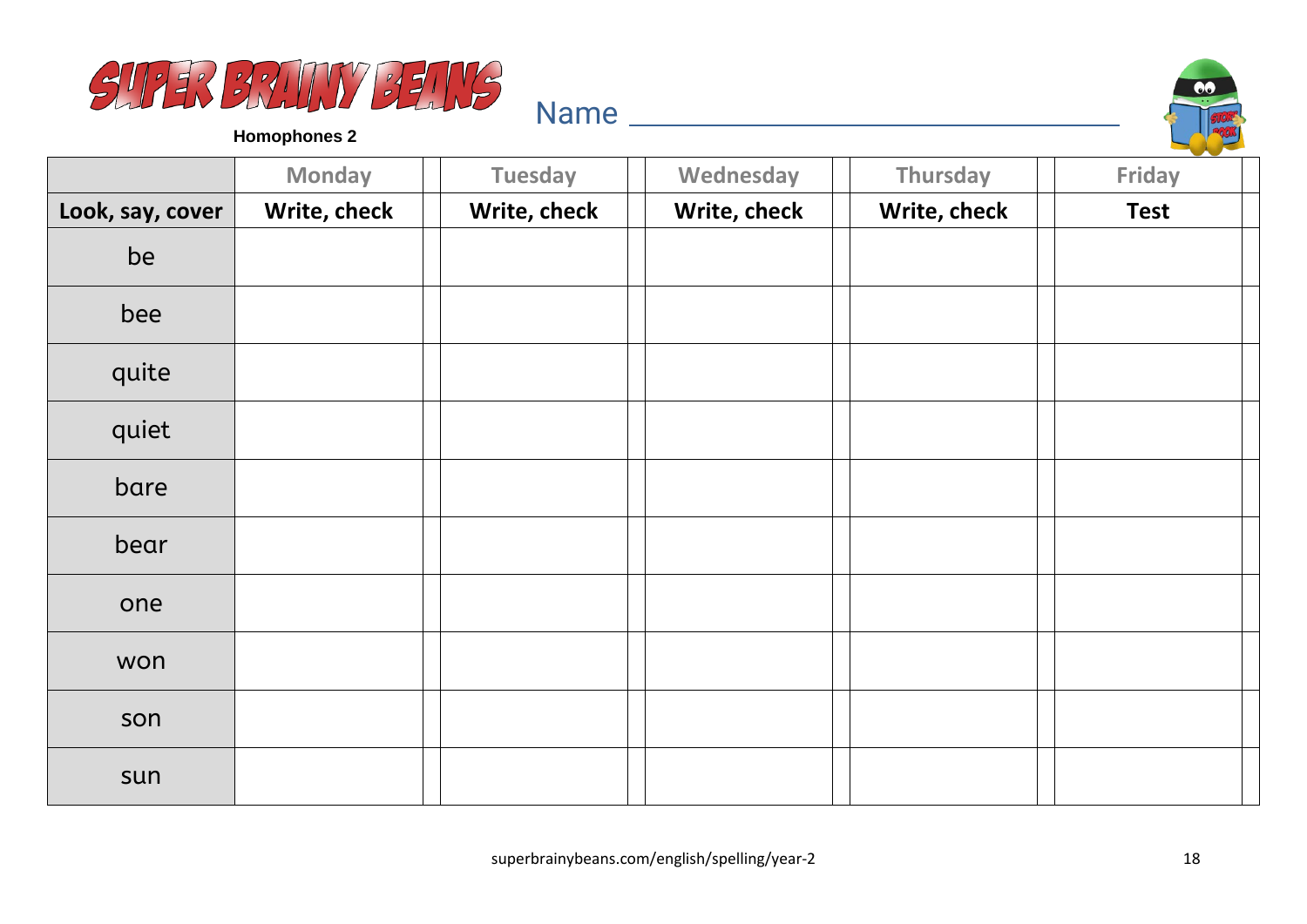# SUPER BRAINY BEANS

**Homophones 2**

Name ______________________________

| | Monday | Tuesday | Wednesday | Thursday | Friday |
|---|---|---|---|---|---|
| **Look, say, cover** | **Write, check** | **Write, check** | **Write, check** | **Write, check** | **Test** |
| be | | | | | |
| bee | | | | | |
| quite | | | | | |
| quiet | | | | | |
| bare | | | | | |
| bear | | | | | |
| one | | | | | |
| won | | | | | |
| son | | | | | |
| sun | | | | | |

superbrainybeans.com/english/spelling/year-2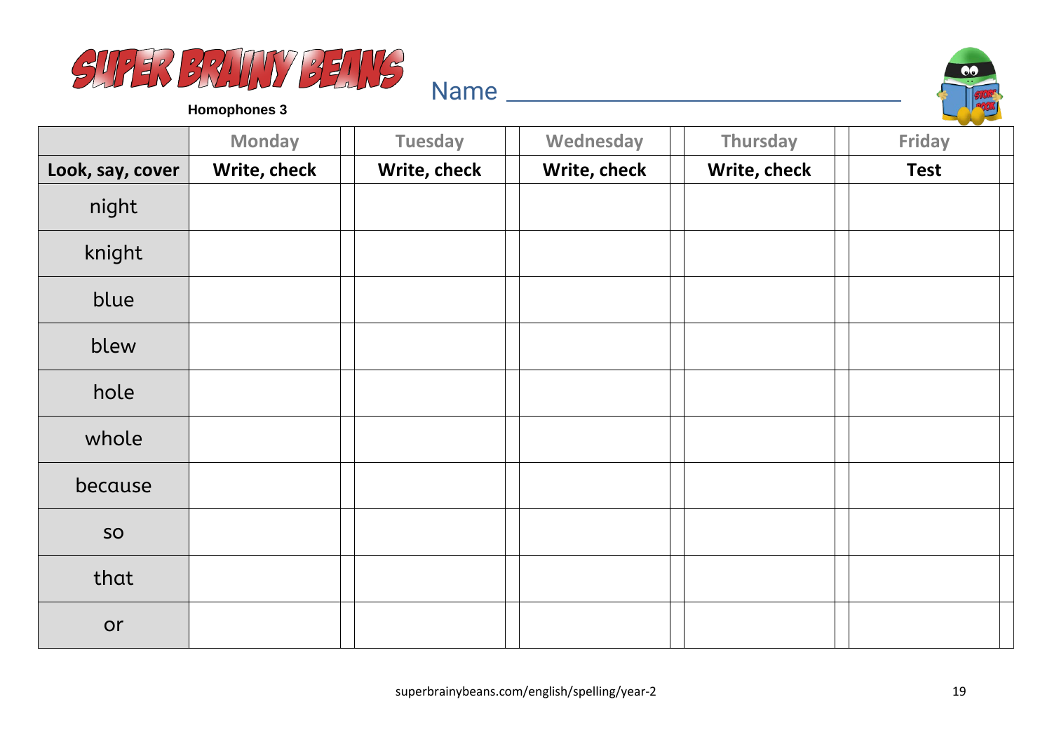# SUPER BRAINY BEANS

**Homophones 3**

Name ______________________________

| | Monday | Tuesday | Wednesday | Thursday | Friday |
|---|---|---|---|---|---|
| **Look, say, cover** | **Write, check** | **Write, check** | **Write, check** | **Write, check** | **Test** |
| night | | | | | |
| knight | | | | | |
| blue | | | | | |
| blew | | | | | |
| hole | | | | | |
| whole | | | | | |
| because | | | | | |
| so | | | | | |
| that | | | | | |
| or | | | | | |

superbrainybeans.com/english/spelling/year-2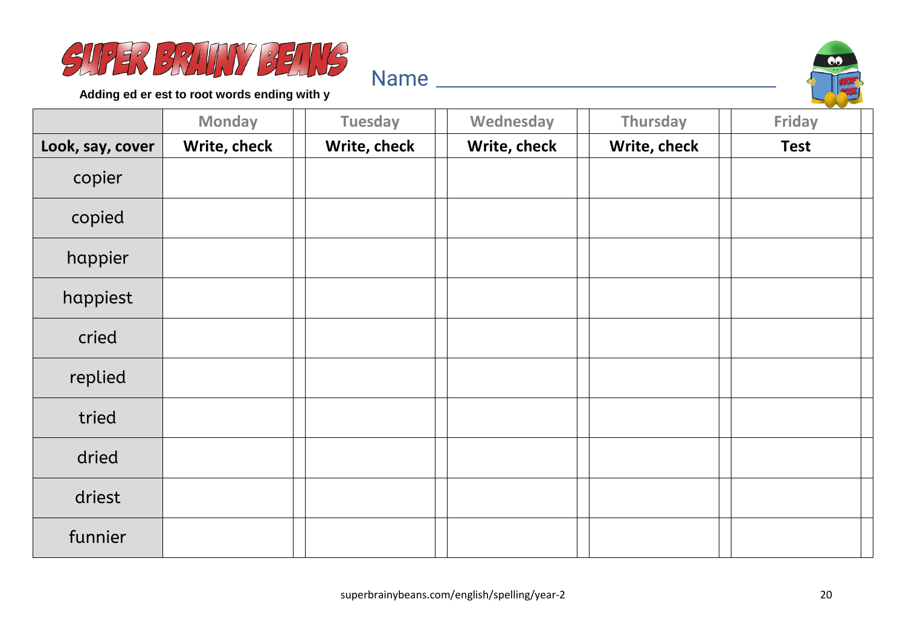# SUPER BRAINY BEANS

**Adding ed er est to root words ending with y**

Name ______________________________

| | Monday | | Tuesday | | Wednesday | | Thursday | | Friday | |
|---|---|---|---|---|---|---|---|---|---|---|
| **Look, say, cover** | **Write, check** | | **Write, check** | | **Write, check** | | **Write, check** | | **Test** | |
| copier | | | | | | | | | | |
| copied | | | | | | | | | | |
| happier | | | | | | | | | | |
| happiest | | | | | | | | | | |
| cried | | | | | | | | | | |
| replied | | | | | | | | | | |
| tried | | | | | | | | | | |
| dried | | | | | | | | | | |
| driest | | | | | | | | | | |
| funnier | | | | | | | | | | |

superbrainybeans.com/english/spelling/year-2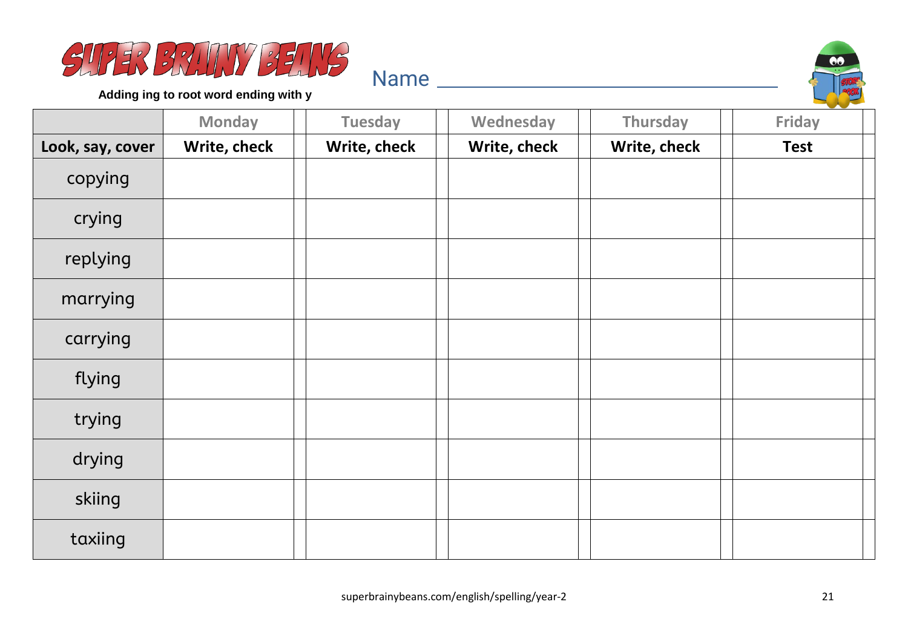# SUPER BRAINY BEANS

**Adding ing to root word ending with y**

Name ___________________________________

| | Monday | | Tuesday | | Wednesday | | Thursday | | Friday | |
|---|---|---|---|---|---|---|---|---|---|---|
| **Look, say, cover** | **Write, check** | | **Write, check** | | **Write, check** | | **Write, check** | | **Test** | |
| copying | | | | | | | | | | |
| crying | | | | | | | | | | |
| replying | | | | | | | | | | |
| marrying | | | | | | | | | | |
| carrying | | | | | | | | | | |
| flying | | | | | | | | | | |
| trying | | | | | | | | | | |
| drying | | | | | | | | | | |
| skiing | | | | | | | | | | |
| taxiing | | | | | | | | | | |

superbrainybeans.com/english/spelling/year-2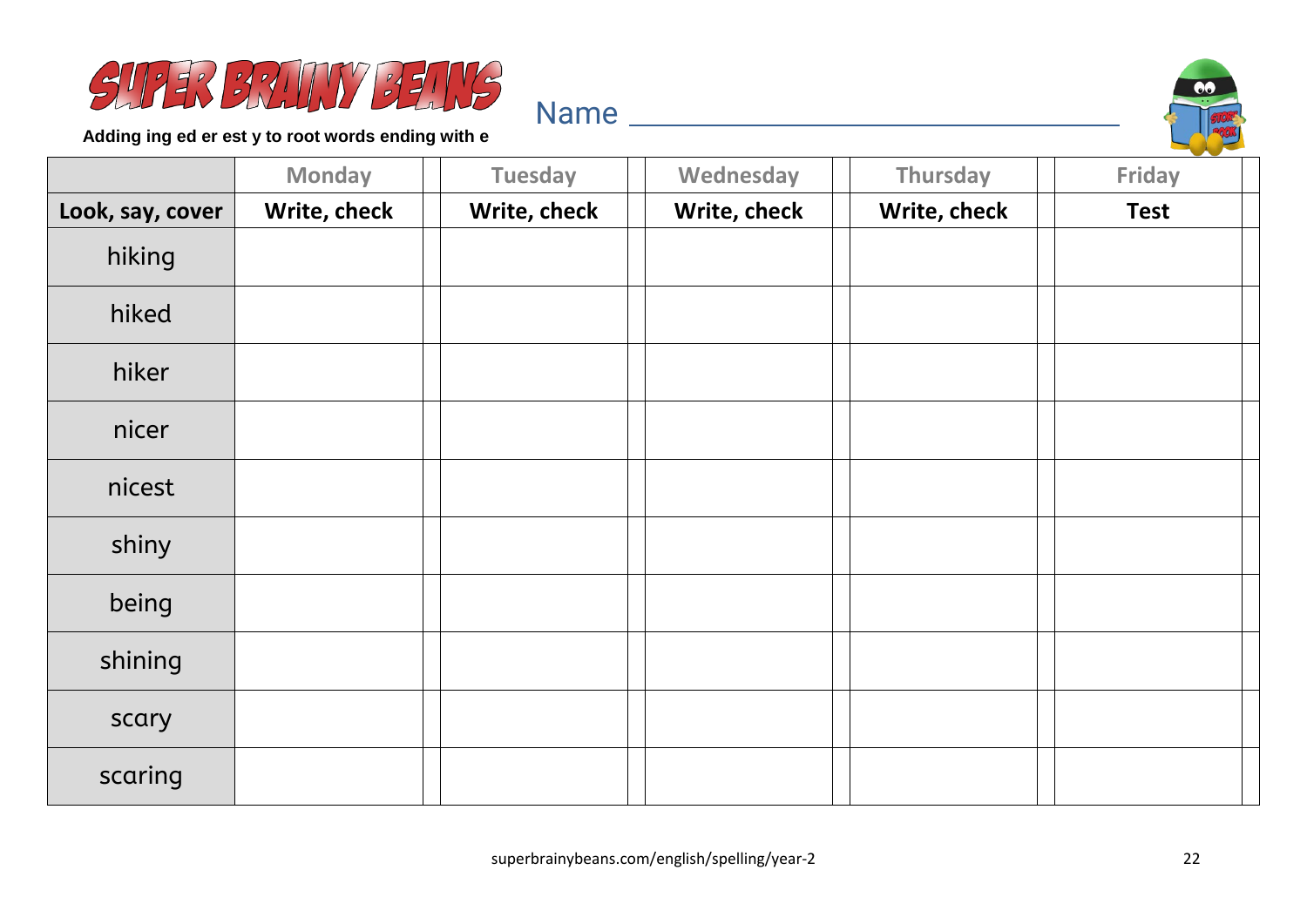# SUPER BRAINY BEANS

**Adding ing ed er est y to root words ending with e**

Name ______________________________

| | Monday | Tuesday | Wednesday | Thursday | Friday |
|---|---|---|---|---|---|
| **Look, say, cover** | **Write, check** | **Write, check** | **Write, check** | **Write, check** | **Test** |
| hiking | | | | | |
| hiked | | | | | |
| hiker | | | | | |
| nicer | | | | | |
| nicest | | | | | |
| shiny | | | | | |
| being | | | | | |
| shining | | | | | |
| scary | | | | | |
| scaring | | | | | |

superbrainybeans.com/english/spelling/year-2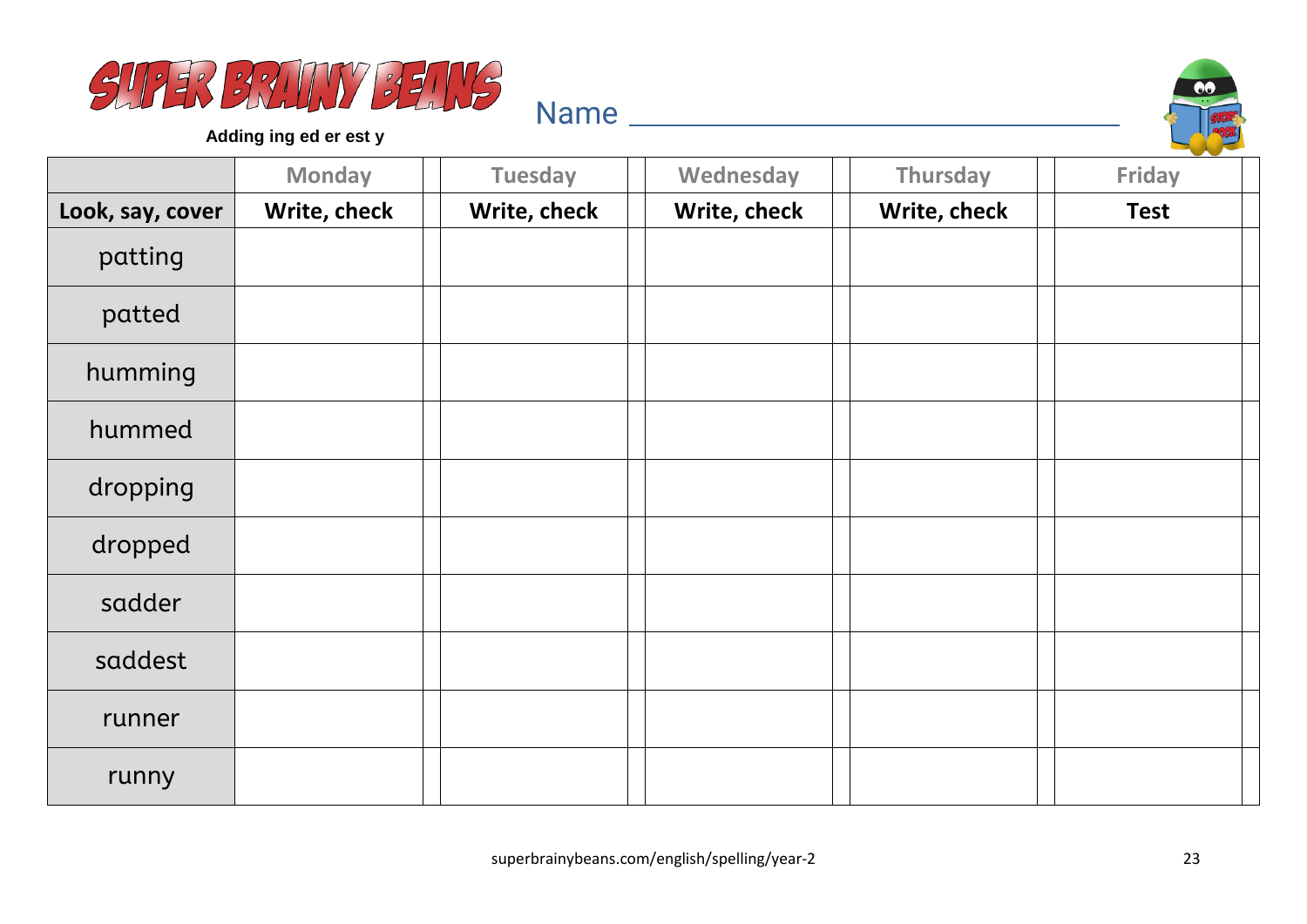# SUPER BRAINY BEANS

**Adding ing ed er est y**

Name ________________________________

| | Monday | | Tuesday | | Wednesday | | Thursday | | Friday | |
|---|---|---|---|---|---|---|---|---|---|---|
| **Look, say, cover** | **Write, check** | | **Write, check** | | **Write, check** | | **Write, check** | | **Test** | |
| patting | | | | | | | | | | |
| patted | | | | | | | | | | |
| humming | | | | | | | | | | |
| hummed | | | | | | | | | | |
| dropping | | | | | | | | | | |
| dropped | | | | | | | | | | |
| sadder | | | | | | | | | | |
| saddest | | | | | | | | | | |
| runner | | | | | | | | | | |
| runny | | | | | | | | | | |

superbrainybeans.com/english/spelling/year-2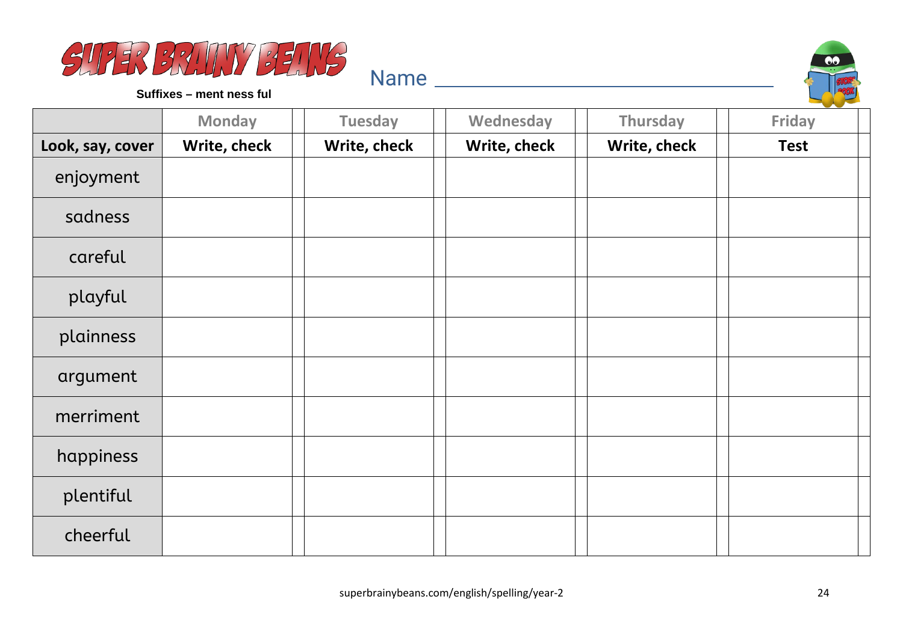# SUPER BRAINY BEANS

**Suffixes – ment ness ful**

Name ___________________________

| | Monday | Tuesday | Wednesday | Thursday | Friday |
|---|---|---|---|---|---|
| **Look, say, cover** | **Write, check** | **Write, check** | **Write, check** | **Write, check** | **Test** |
| enjoyment | | | | | |
| sadness | | | | | |
| careful | | | | | |
| playful | | | | | |
| plainness | | | | | |
| argument | | | | | |
| merriment | | | | | |
| happiness | | | | | |
| plentiful | | | | | |
| cheerful | | | | | |

superbrainybeans.com/english/spelling/year-2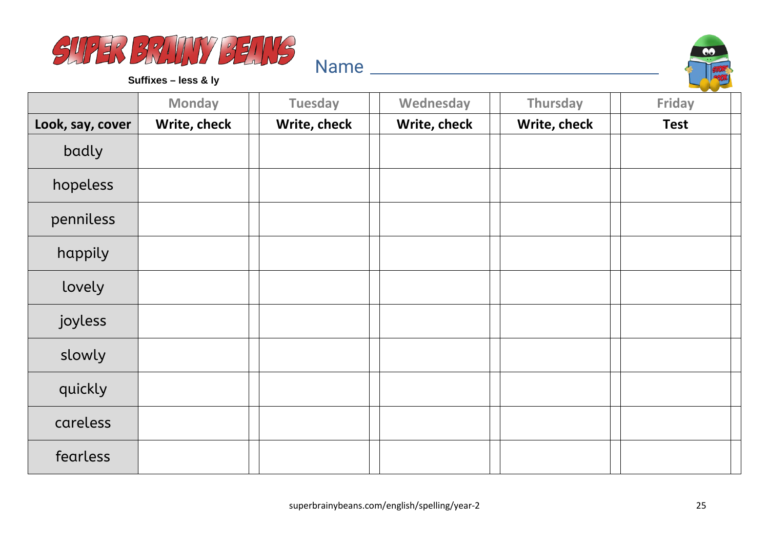# SUPER BRAINY BEANS

**Suffixes – less & ly**

Name ______________________________

| | Monday | Tuesday | Wednesday | Thursday | Friday |
|---|---|---|---|---|---|
| **Look, say, cover** | **Write, check** | **Write, check** | **Write, check** | **Write, check** | **Test** |
| badly | | | | | |
| hopeless | | | | | |
| penniless | | | | | |
| happily | | | | | |
| lovely | | | | | |
| joyless | | | | | |
| slowly | | | | | |
| quickly | | | | | |
| careless | | | | | |
| fearless | | | | | |

superbrainybeans.com/english/spelling/year-2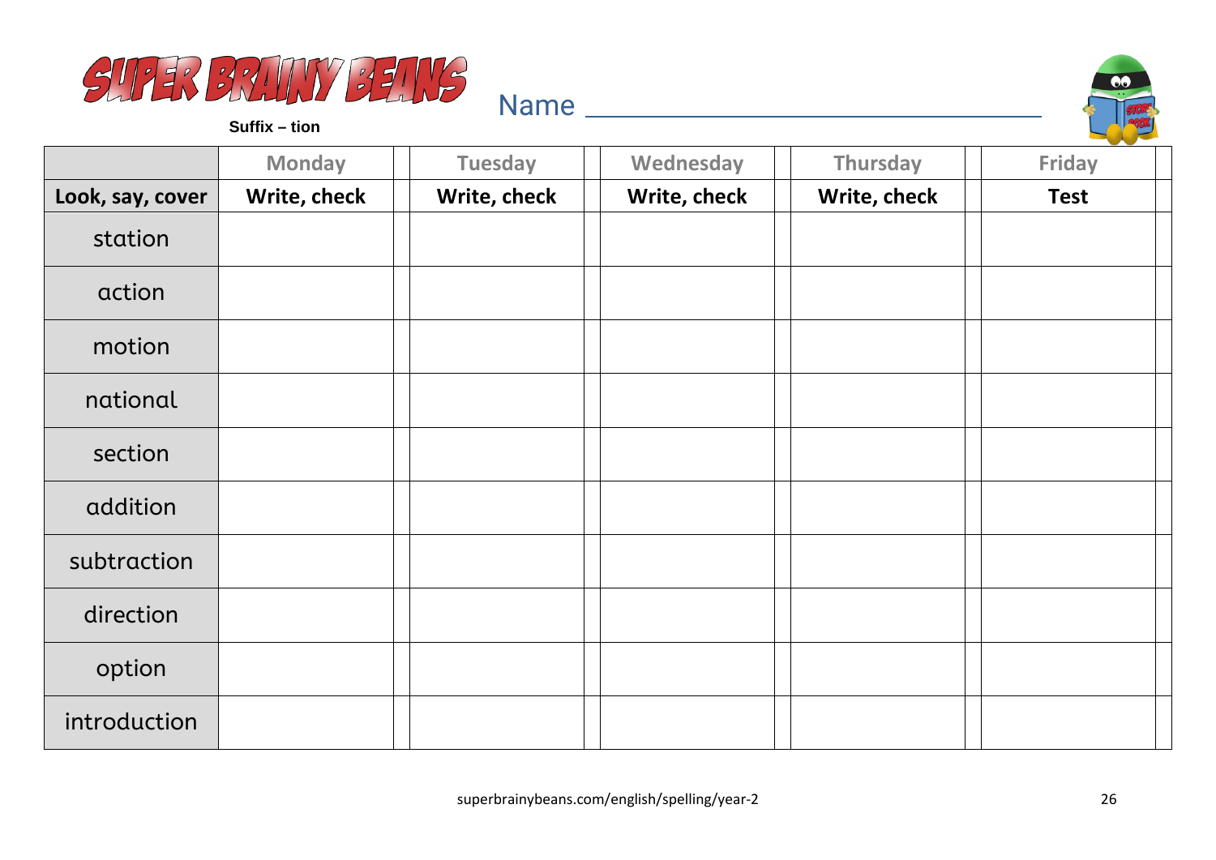# SUPER BRAINY BEANS

**Suffix – tion**

Name ________________________________

| | Monday | Tuesday | Wednesday | Thursday | Friday |
|---|---|---|---|---|---|
| **Look, say, cover** | **Write, check** | **Write, check** | **Write, check** | **Write, check** | **Test** |
| station | | | | | |
| action | | | | | |
| motion | | | | | |
| national | | | | | |
| section | | | | | |
| addition | | | | | |
| subtraction | | | | | |
| direction | | | | | |
| option | | | | | |
| introduction | | | | | |

superbrainybeans.com/english/spelling/year-2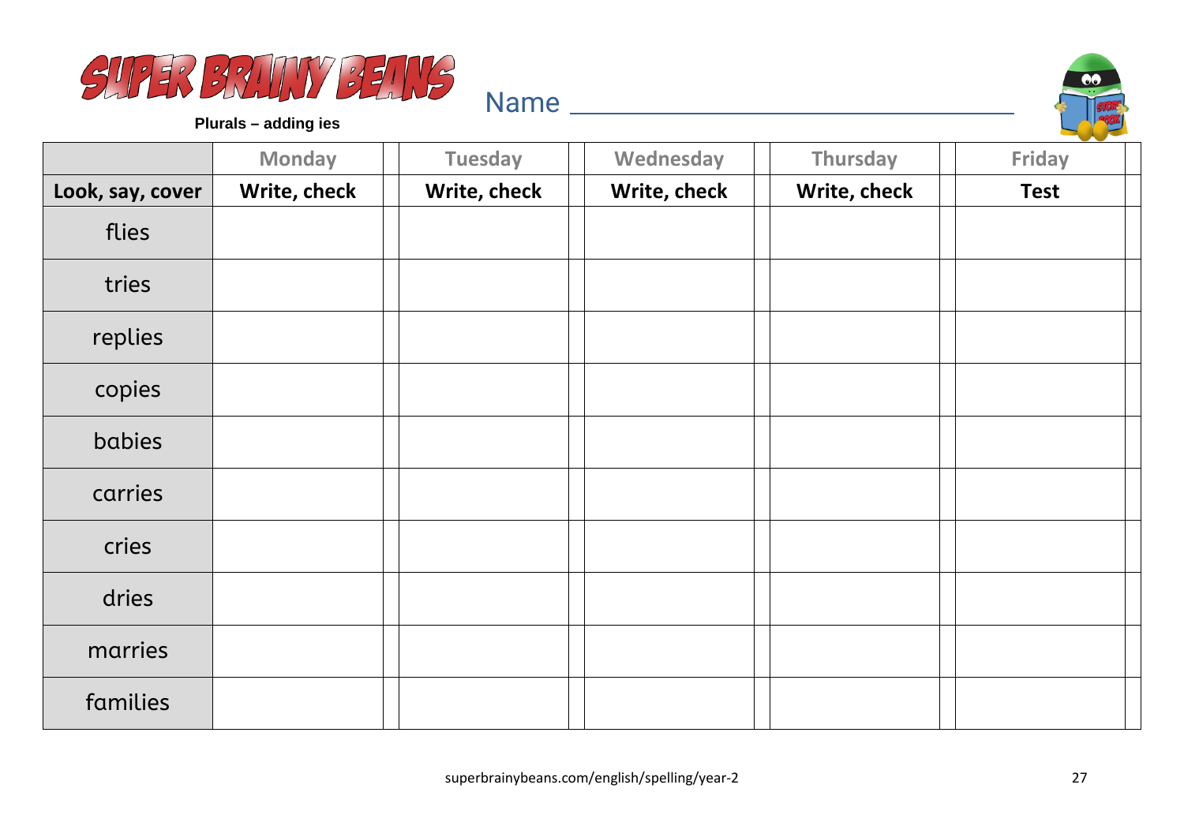# SUPER BRAINY BEANS

**Plurals – adding ies**

Name ______________________________

| | Monday | Tuesday | Wednesday | Thursday | Friday |
|---|---|---|---|---|---|
| **Look, say, cover** | **Write, check** | **Write, check** | **Write, check** | **Write, check** | **Test** |
| flies | | | | | |
| tries | | | | | |
| replies | | | | | |
| copies | | | | | |
| babies | | | | | |
| carries | | | | | |
| cries | | | | | |
| dries | | | | | |
| marries | | | | | |
| families | | | | | |

superbrainybeans.com/english/spelling/year-2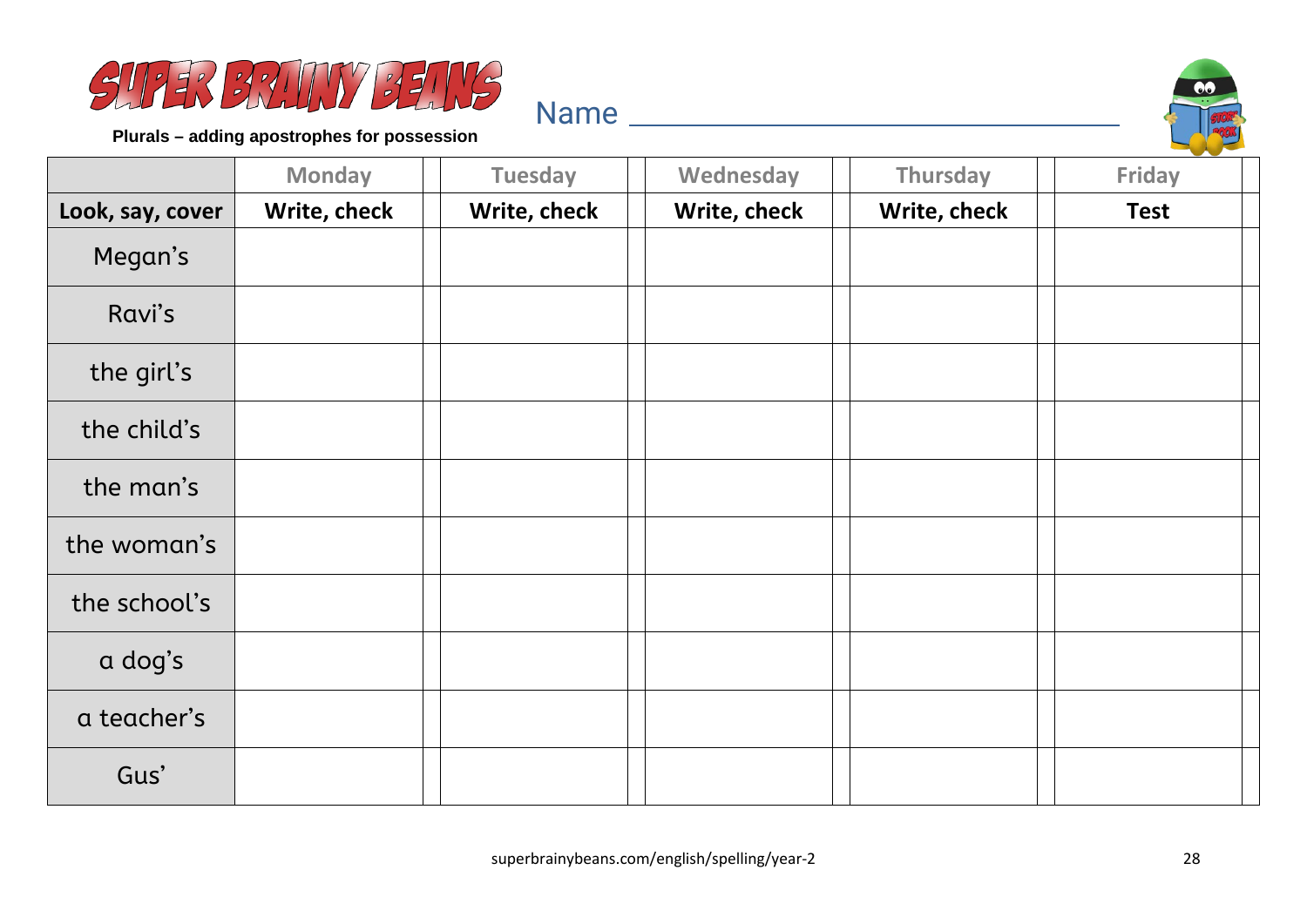# SUPER BRAINY BEANS

**Plurals – adding apostrophes for possession**

Name ________________________________

| | Monday | Tuesday | Wednesday | Thursday | Friday |
|---|---|---|---|---|---|
| **Look, say, cover** | **Write, check** | **Write, check** | **Write, check** | **Write, check** | **Test** |
| Megan's | | | | | |
| Ravi's | | | | | |
| the girl's | | | | | |
| the child's | | | | | |
| the man's | | | | | |
| the woman's | | | | | |
| the school's | | | | | |
| a dog's | | | | | |
| a teacher's | | | | | |
| Gus' | | | | | |

superbrainybeans.com/english/spelling/year-2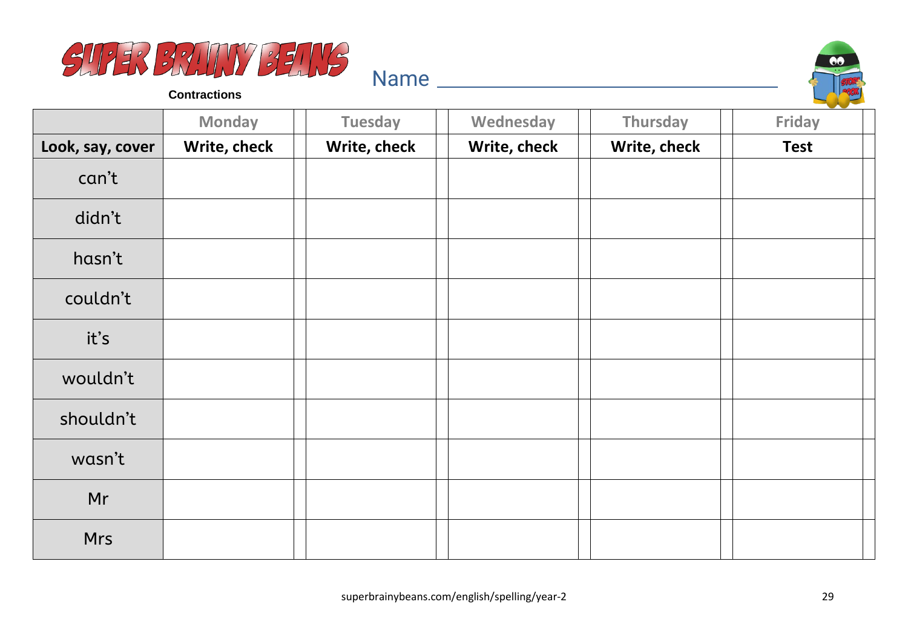# SUPER BRAINY BEANS

**Contractions**

Name ______________________________

| | Monday | | Tuesday | | Wednesday | | Thursday | | Friday | |
|---|---|---|---|---|---|---|---|---|---|---|
| **Look, say, cover** | **Write, check** | | **Write, check** | | **Write, check** | | **Write, check** | | **Test** | |
| can’t | | | | | | | | | | |
| didn’t | | | | | | | | | | |
| hasn’t | | | | | | | | | | |
| couldn’t | | | | | | | | | | |
| it’s | | | | | | | | | | |
| wouldn’t | | | | | | | | | | |
| shouldn’t | | | | | | | | | | |
| wasn’t | | | | | | | | | | |
| Mr | | | | | | | | | | |
| Mrs | | | | | | | | | | |

superbrainybeans.com/english/spelling/year-2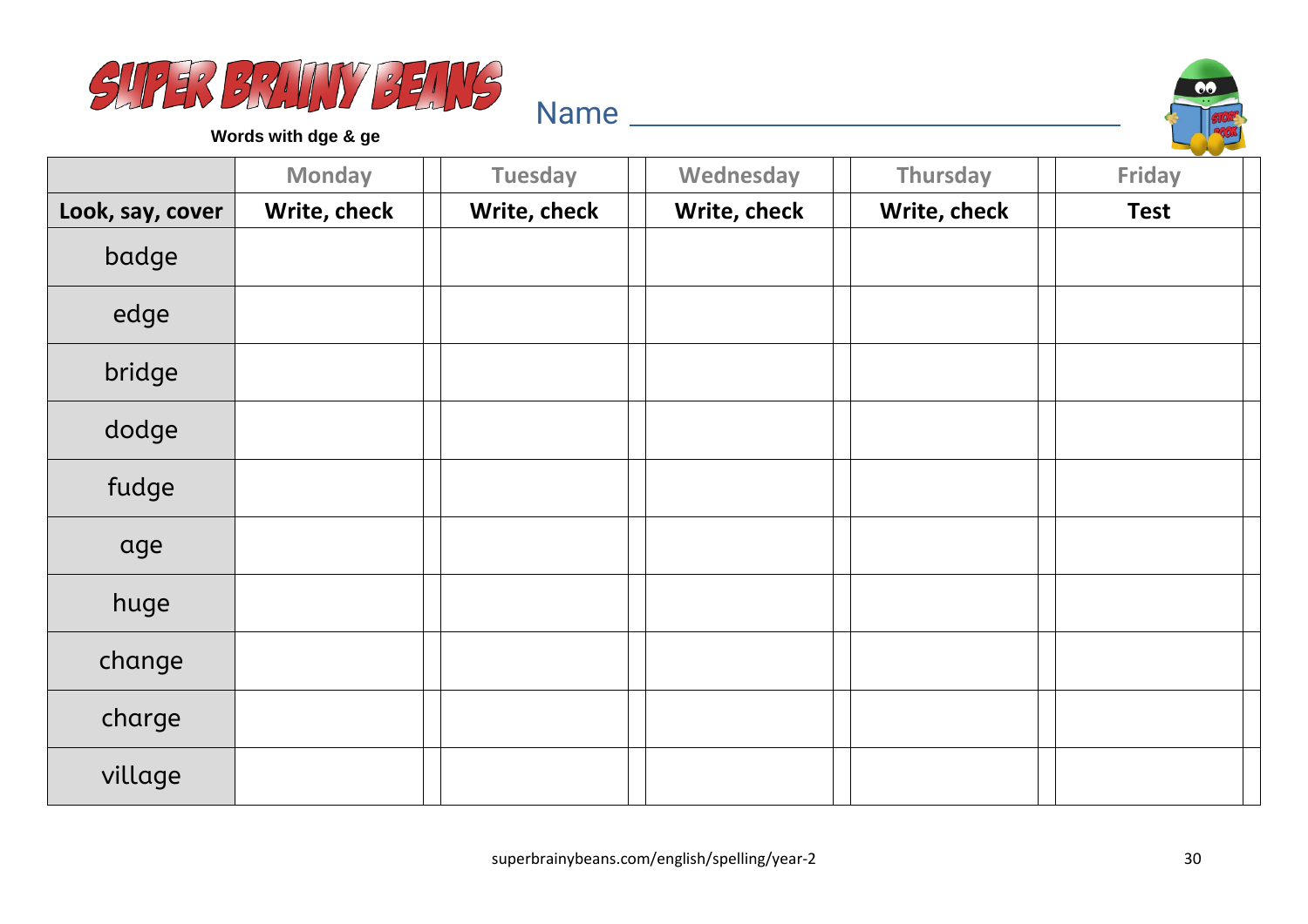# SUPER BRAINY BEANS

**Words with dge & ge**

Name ______________________________

| | Monday | Tuesday | Wednesday | Thursday | Friday |
|---|---|---|---|---|---|
| **Look, say, cover** | **Write, check** | **Write, check** | **Write, check** | **Write, check** | **Test** |
| badge | | | | | |
| edge | | | | | |
| bridge | | | | | |
| dodge | | | | | |
| fudge | | | | | |
| age | | | | | |
| huge | | | | | |
| change | | | | | |
| charge | | | | | |
| village | | | | | |

superbrainybeans.com/english/spelling/year-2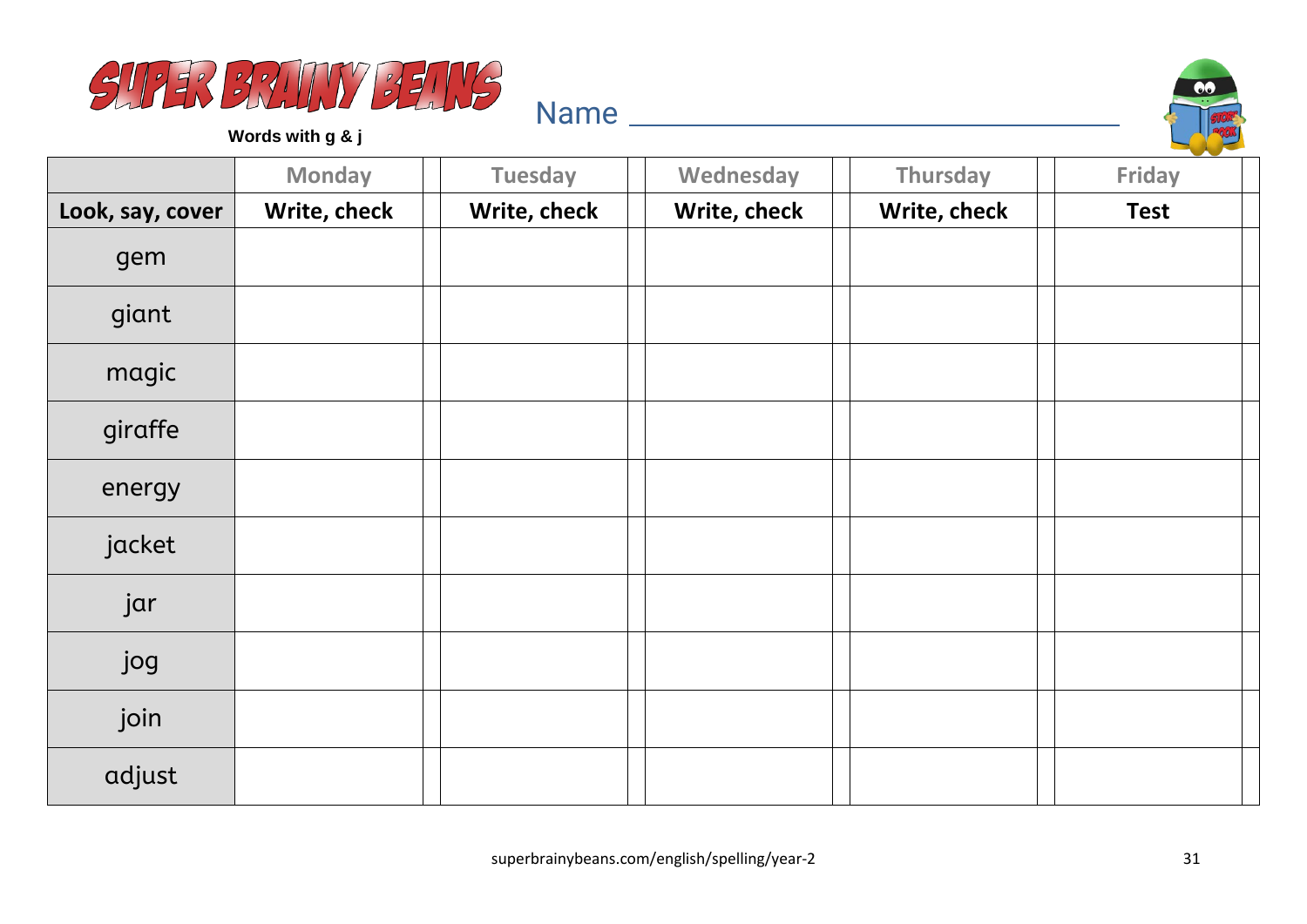# SUPER BRAINY BEANS

**Words with g & j**

Name ___________________________________

| | Monday | Tuesday | Wednesday | Thursday | Friday |
|---|---|---|---|---|---|
| **Look, say, cover** | **Write, check** | **Write, check** | **Write, check** | **Write, check** | **Test** |
| gem | | | | | |
| giant | | | | | |
| magic | | | | | |
| giraffe | | | | | |
| energy | | | | | |
| jacket | | | | | |
| jar | | | | | |
| jog | | | | | |
| join | | | | | |
| adjust | | | | | |

superbrainybeans.com/english/spelling/year-2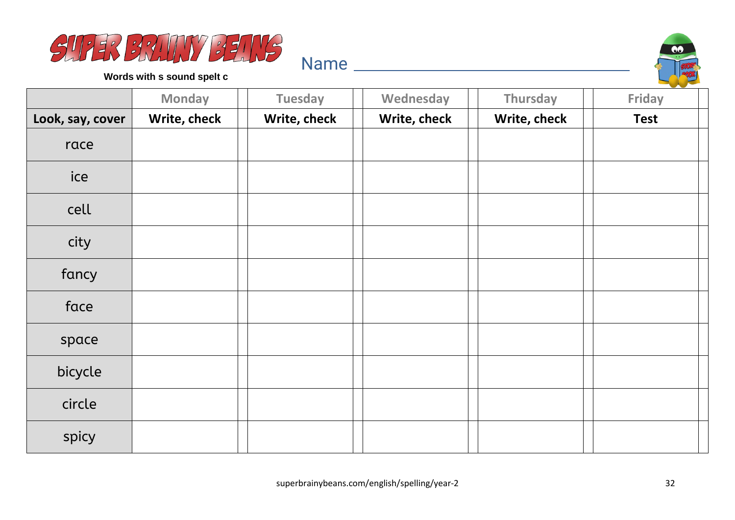# SUPER BRAINY BEANS

**Words with s sound spelt c**

Name ___________________________

| | Monday | Tuesday | Wednesday | Thursday | Friday |
|---|---|---|---|---|---|
| **Look, say, cover** | **Write, check** | **Write, check** | **Write, check** | **Write, check** | **Test** |
| race | | | | | |
| ice | | | | | |
| cell | | | | | |
| city | | | | | |
| fancy | | | | | |
| face | | | | | |
| space | | | | | |
| bicycle | | | | | |
| circle | | | | | |
| spicy | | | | | |

superbrainybeans.com/english/spelling/year-2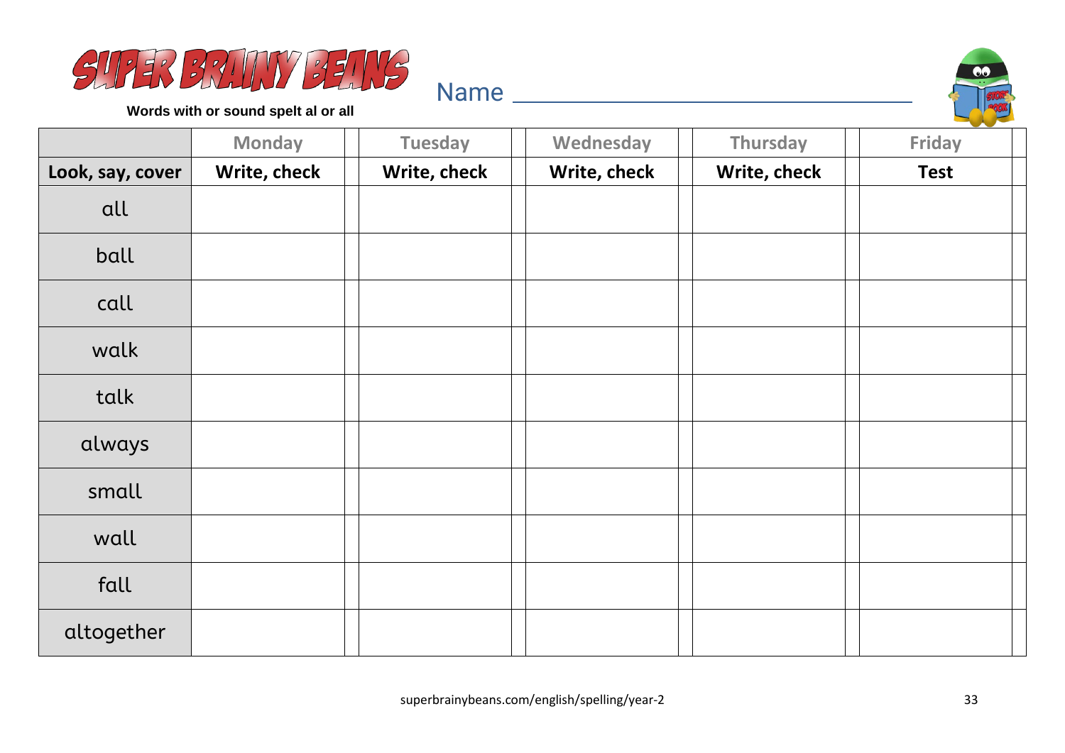# SUPER BRAINY BEANS

**Words with or sound spelt al or all**

Name ___________________________________

| | Monday | Tuesday | Wednesday | Thursday | Friday |
|---|---|---|---|---|---|
| **Look, say, cover** | **Write, check** | **Write, check** | **Write, check** | **Write, check** | **Test** |
| all | | | | | |
| ball | | | | | |
| call | | | | | |
| walk | | | | | |
| talk | | | | | |
| always | | | | | |
| small | | | | | |
| wall | | | | | |
| fall | | | | | |
| altogether | | | | | |

superbrainybeans.com/english/spelling/year-2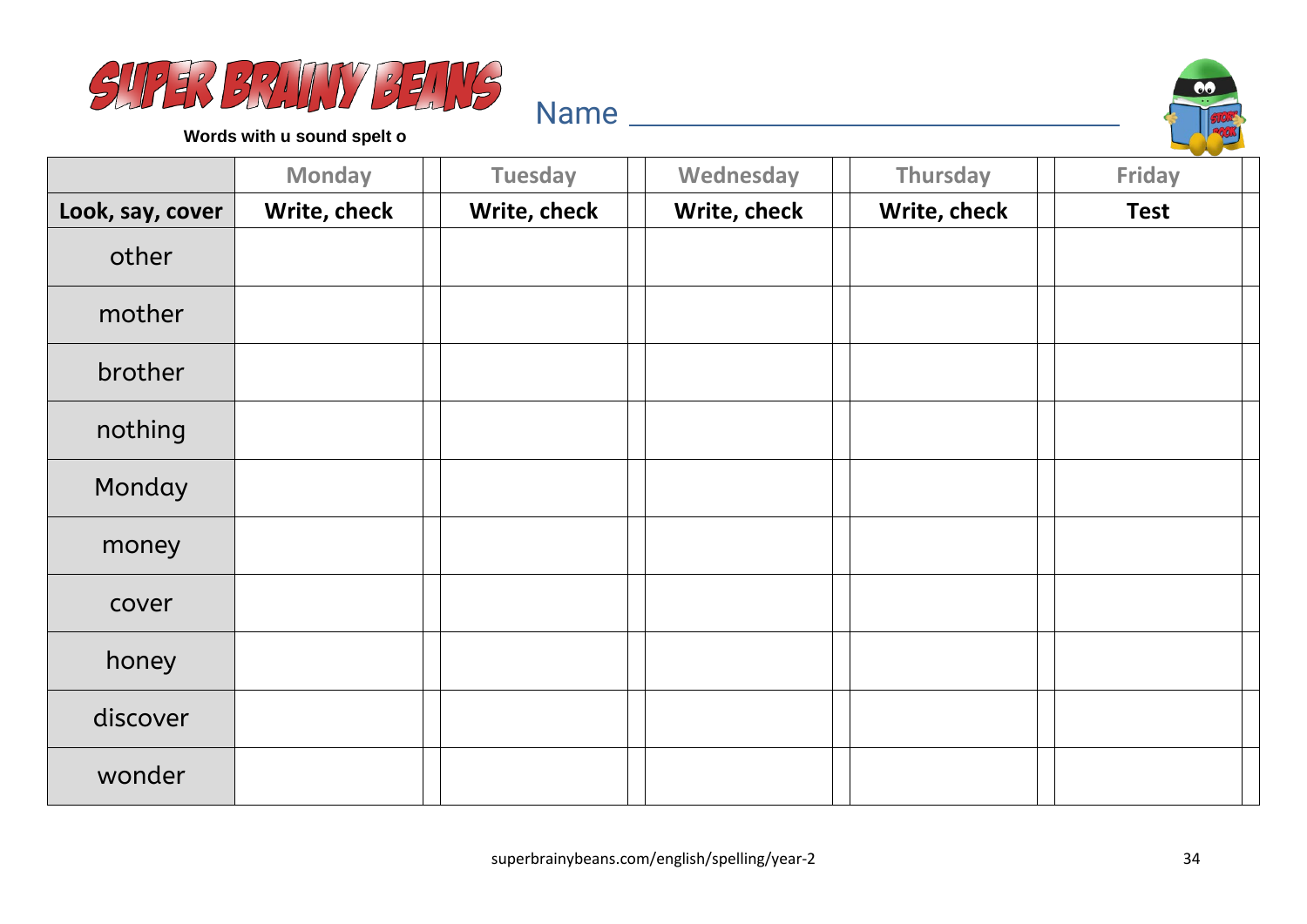# SUPER BRAINY BEANS

**Words with u sound spelt o**

Name ________________________________

| | Monday | Tuesday | Wednesday | Thursday | Friday |
|---|---|---|---|---|---|
| **Look, say, cover** | **Write, check** | **Write, check** | **Write, check** | **Write, check** | **Test** |
| other | | | | | |
| mother | | | | | |
| brother | | | | | |
| nothing | | | | | |
| Monday | | | | | |
| money | | | | | |
| cover | | | | | |
| honey | | | | | |
| discover | | | | | |
| wonder | | | | | |

superbrainybeans.com/english/spelling/year-2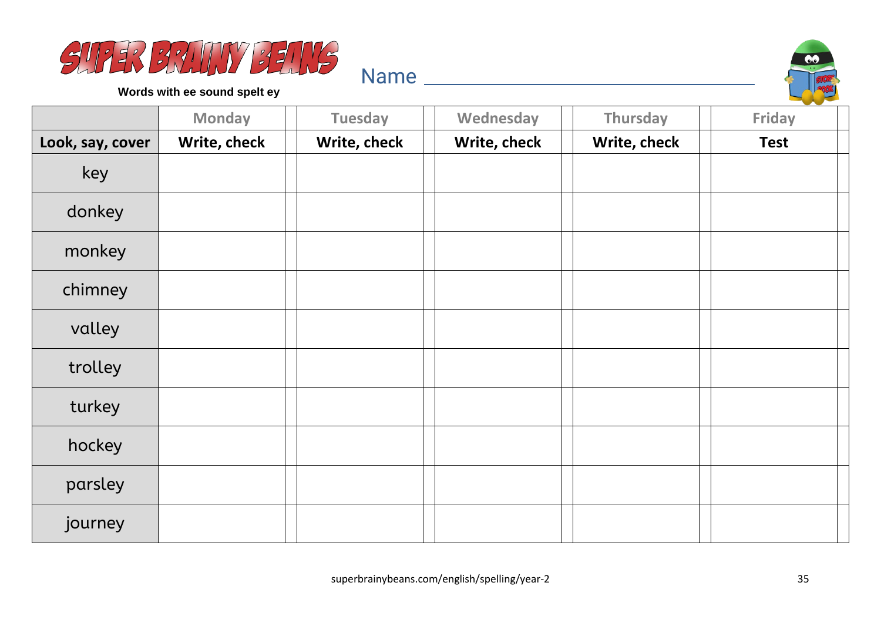# SUPER BRAINY BEANS

**Words with ee sound spelt ey**

Name ___________________________

|  | Monday | Tuesday | Wednesday | Thursday | Friday |
|---|---|---|---|---|---|
| **Look, say, cover** | **Write, check** | **Write, check** | **Write, check** | **Write, check** | **Test** |
| key | | | | | |
| donkey | | | | | |
| monkey | | | | | |
| chimney | | | | | |
| valley | | | | | |
| trolley | | | | | |
| turkey | | | | | |
| hockey | | | | | |
| parsley | | | | | |
| journey | | | | | |

superbrainybeans.com/english/spelling/year-2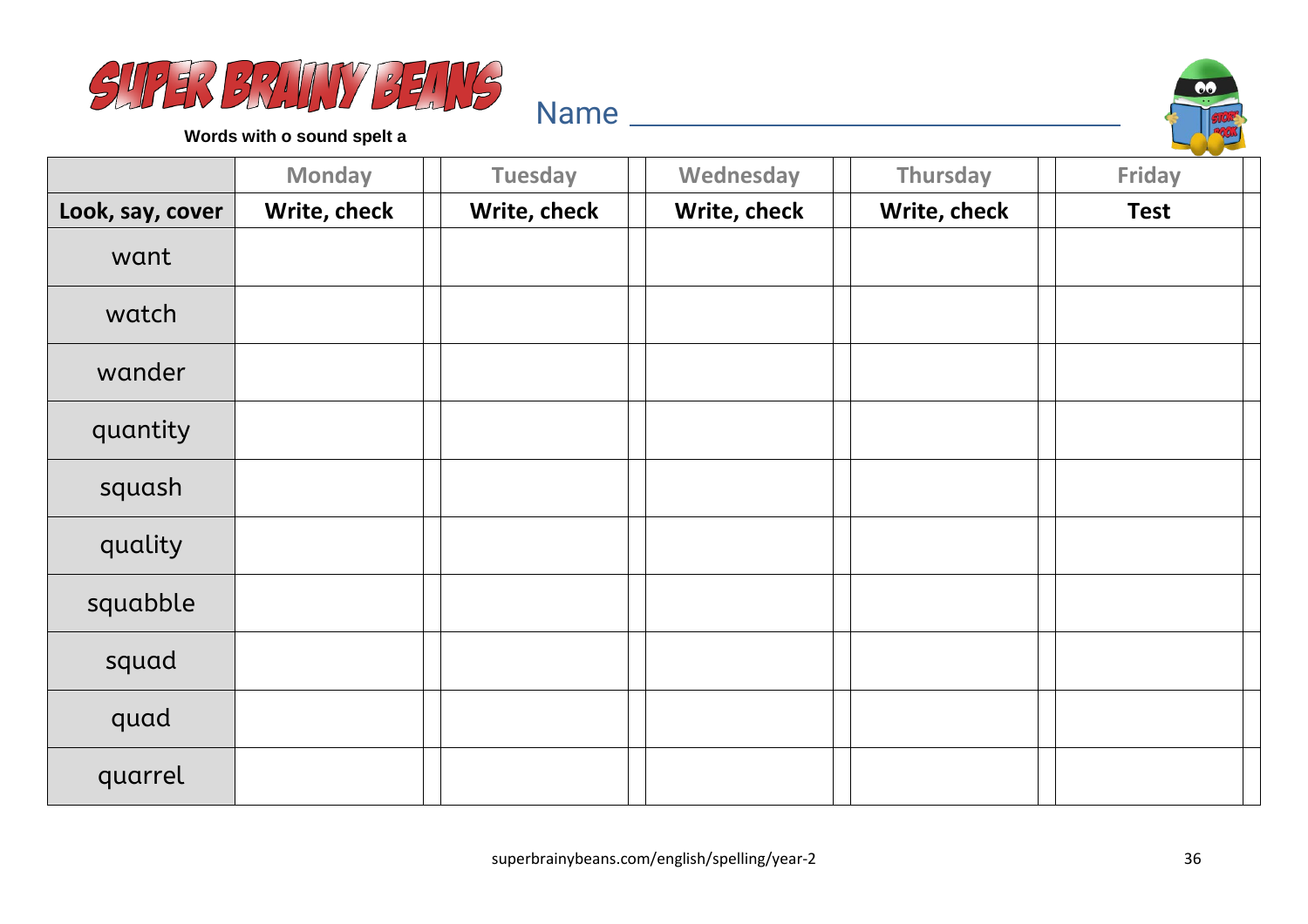# SUPER BRAINY BEANS

**Words with o sound spelt a**

Name ___________________________

| | Monday | Tuesday | Wednesday | Thursday | Friday |
|---|---|---|---|---|---|
| **Look, say, cover** | **Write, check** | **Write, check** | **Write, check** | **Write, check** | **Test** |
| want | | | | | |
| watch | | | | | |
| wander | | | | | |
| quantity | | | | | |
| squash | | | | | |
| quality | | | | | |
| squabble | | | | | |
| squad | | | | | |
| quad | | | | | |
| quarrel | | | | | |

superbrainybeans.com/english/spelling/year-2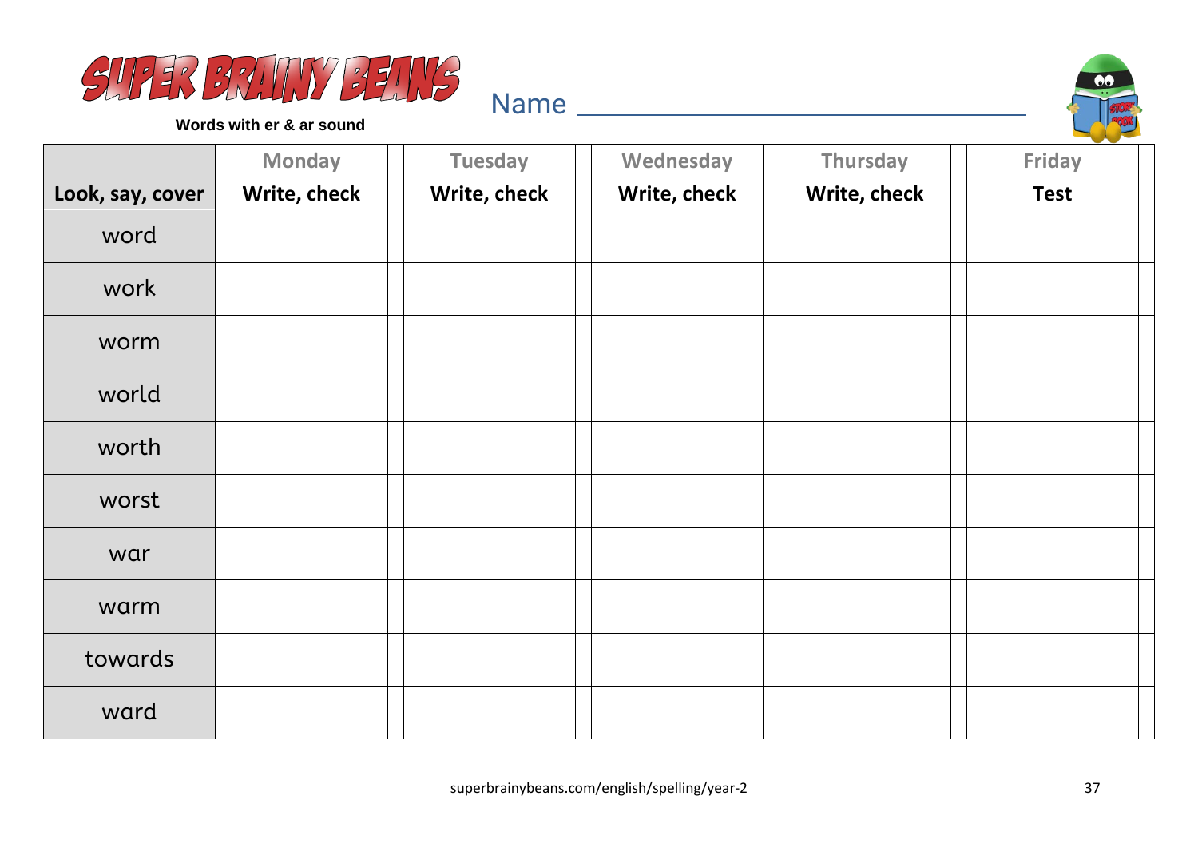# SUPER BRAINY BEANS

**Words with er & ar sound**

Name ___________________________

| | Monday | Tuesday | Wednesday | Thursday | Friday |
|---|---|---|---|---|---|
| **Look, say, cover** | **Write, check** | **Write, check** | **Write, check** | **Write, check** | **Test** |
| word | | | | | |
| work | | | | | |
| worm | | | | | |
| world | | | | | |
| worth | | | | | |
| worst | | | | | |
| war | | | | | |
| warm | | | | | |
| towards | | | | | |
| ward | | | | | |

superbrainybeans.com/english/spelling/year-2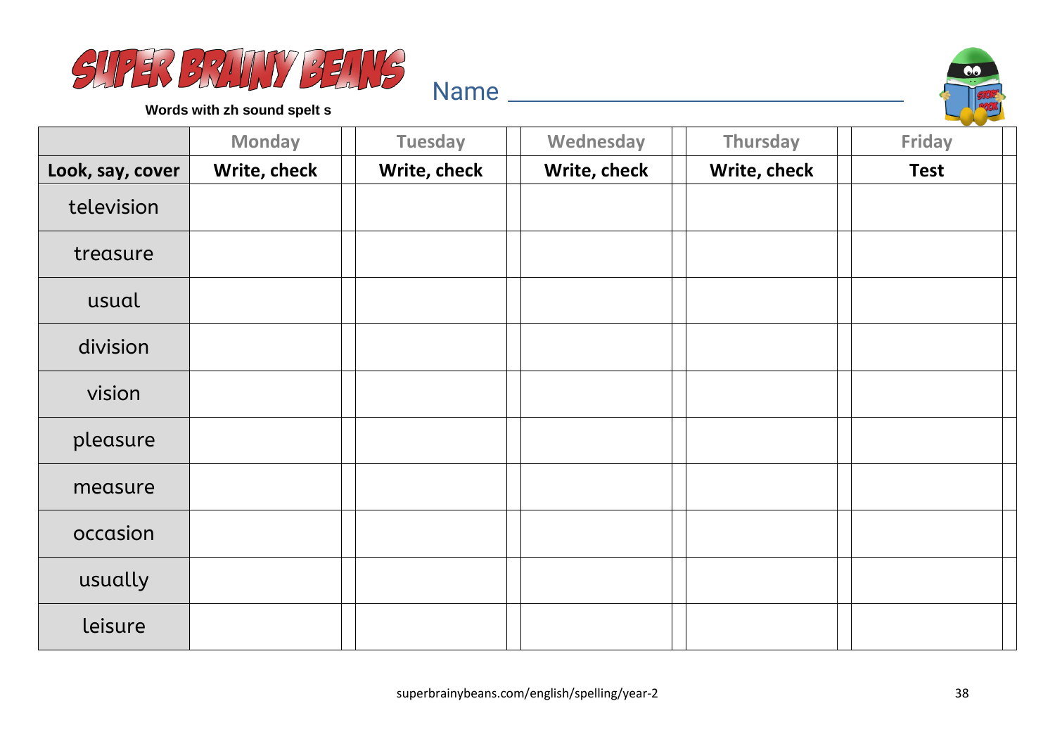# SUPER BRAINY BEANS

**Words with zh sound spelt s**

Name ___________________________________

| | Monday | Tuesday | Wednesday | Thursday | Friday |
|---|---|---|---|---|---|
| **Look, say, cover** | **Write, check** | **Write, check** | **Write, check** | **Write, check** | **Test** |
| television | | | | | |
| treasure | | | | | |
| usual | | | | | |
| division | | | | | |
| vision | | | | | |
| pleasure | | | | | |
| measure | | | | | |
| occasion | | | | | |
| usually | | | | | |
| leisure | | | | | |

superbrainybeans.com/english/spelling/year-2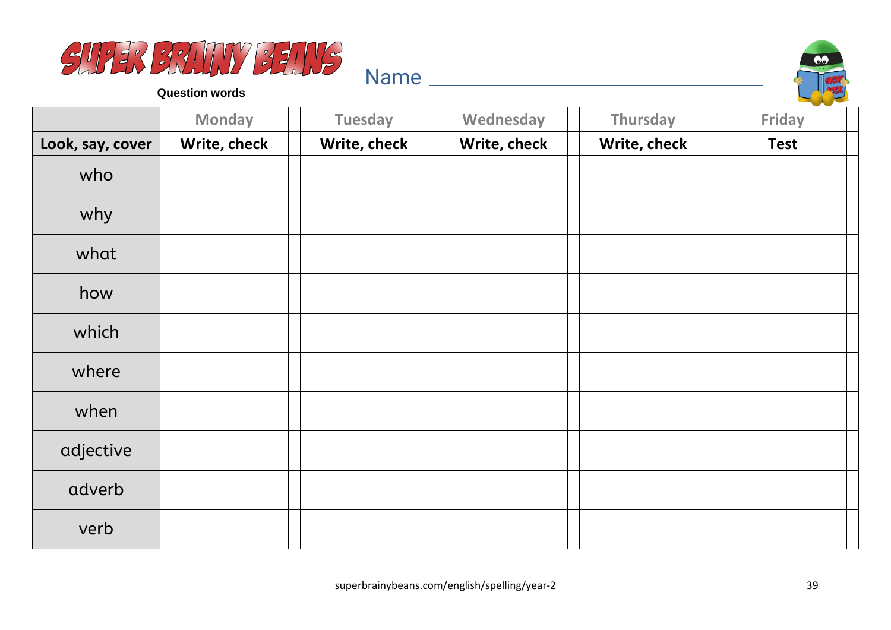# SUPER BRAINY BEANS

**Question words**

Name ___________________________________

| | Monday | Tuesday | Wednesday | Thursday | Friday |
|---|---|---|---|---|---|
| **Look, say, cover** | **Write, check** | **Write, check** | **Write, check** | **Write, check** | **Test** |
| who | | | | | |
| why | | | | | |
| what | | | | | |
| how | | | | | |
| which | | | | | |
| where | | | | | |
| when | | | | | |
| adjective | | | | | |
| adverb | | | | | |
| verb | | | | | |

superbrainybeans.com/english/spelling/year-2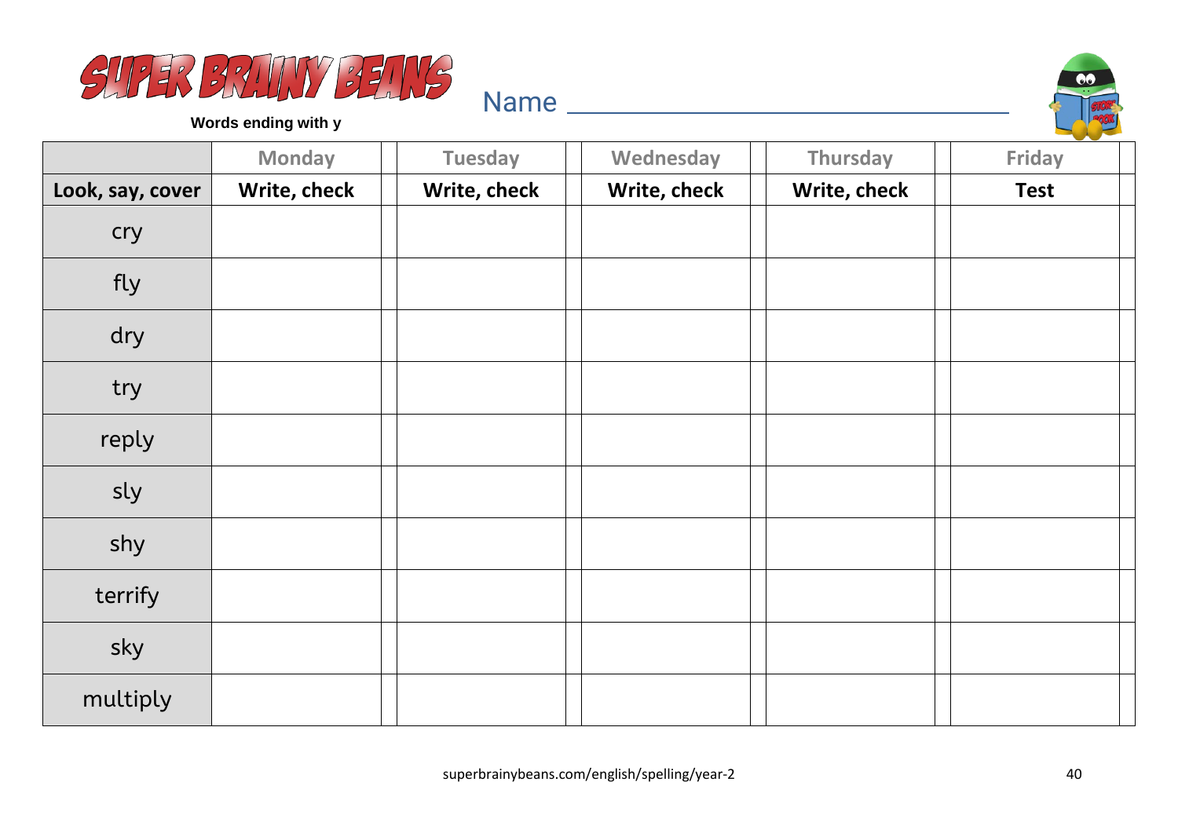# SUPER BRAINY BEANS

**Words ending with y**

Name ______________________________

| | Monday | | Tuesday | | Wednesday | | Thursday | | Friday | |
|---|---|---|---|---|---|---|---|---|---|---|
| **Look, say, cover** | **Write, check** | | **Write, check** | | **Write, check** | | **Write, check** | | **Test** | |
| cry | | | | | | | | | | |
| fly | | | | | | | | | | |
| dry | | | | | | | | | | |
| try | | | | | | | | | | |
| reply | | | | | | | | | | |
| sly | | | | | | | | | | |
| shy | | | | | | | | | | |
| terrify | | | | | | | | | | |
| sky | | | | | | | | | | |
| multiply | | | | | | | | | | |

superbrainybeans.com/english/spelling/year-2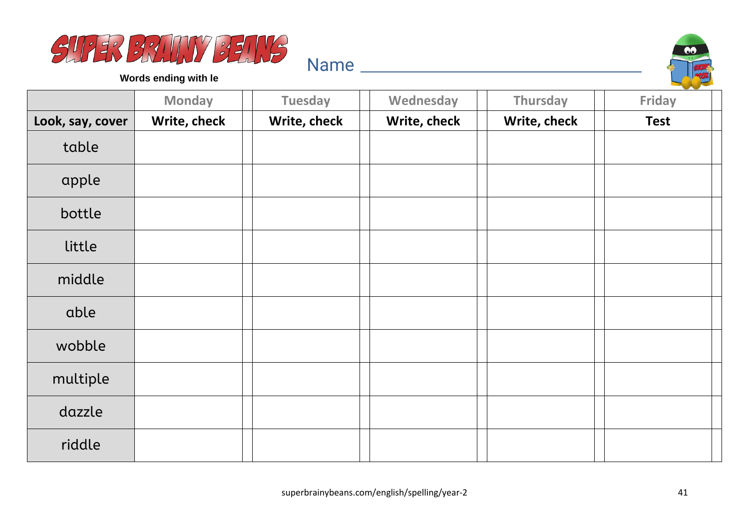# SUPER BRAINY BEANS

**Words ending with le**

Name ______________________________

| | Monday | Tuesday | Wednesday | Thursday | Friday |
|---|---|---|---|---|---|
| **Look, say, cover** | **Write, check** | **Write, check** | **Write, check** | **Write, check** | **Test** |
| table | | | | | |
| apple | | | | | |
| bottle | | | | | |
| little | | | | | |
| middle | | | | | |
| able | | | | | |
| wobble | | | | | |
| multiple | | | | | |
| dazzle | | | | | |
| riddle | | | | | |

superbrainybeans.com/english/spelling/year-2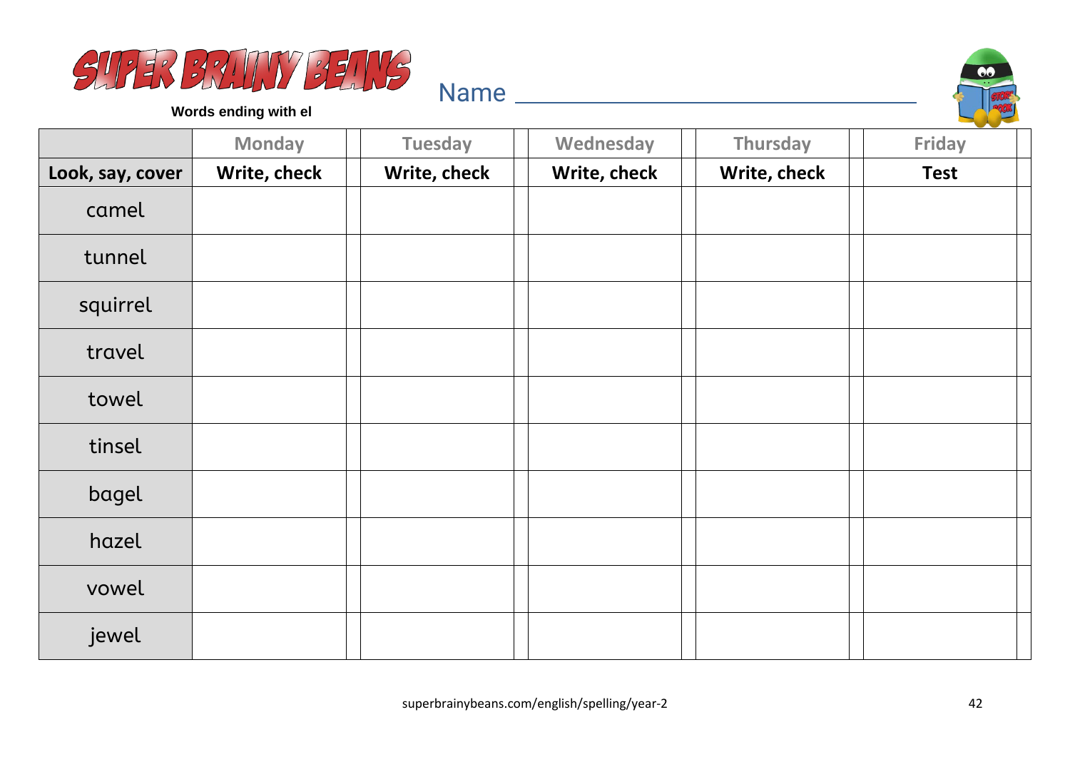# SUPER BRAINY BEANS

**Words ending with el**

Name ________________________________

| | Monday | Tuesday | Wednesday | Thursday | Friday |
|---|---|---|---|---|---|
| **Look, say, cover** | **Write, check** | **Write, check** | **Write, check** | **Write, check** | **Test** |
| camel | | | | | |
| tunnel | | | | | |
| squirrel | | | | | |
| travel | | | | | |
| towel | | | | | |
| tinsel | | | | | |
| bagel | | | | | |
| hazel | | | | | |
| vowel | | | | | |
| jewel | | | | | |

superbrainybeans.com/english/spelling/year-2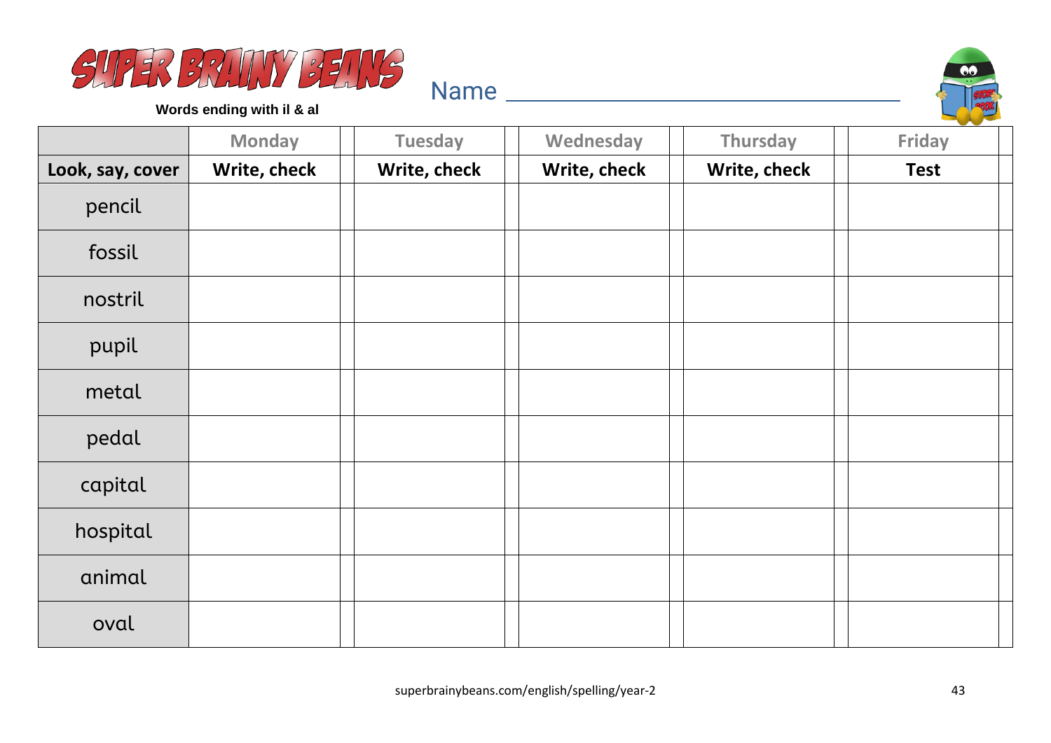# SUPER BRAINY BEANS

**Words ending with il & al**

Name ______________________________

| | Monday | Tuesday | Wednesday | Thursday | Friday |
|---|---|---|---|---|---|
| **Look, say, cover** | **Write, check** | **Write, check** | **Write, check** | **Write, check** | **Test** |
| pencil | | | | | |
| fossil | | | | | |
| nostril | | | | | |
| pupil | | | | | |
| metal | | | | | |
| pedal | | | | | |
| capital | | | | | |
| hospital | | | | | |
| animal | | | | | |
| oval | | | | | |

superbrainybeans.com/english/spelling/year-2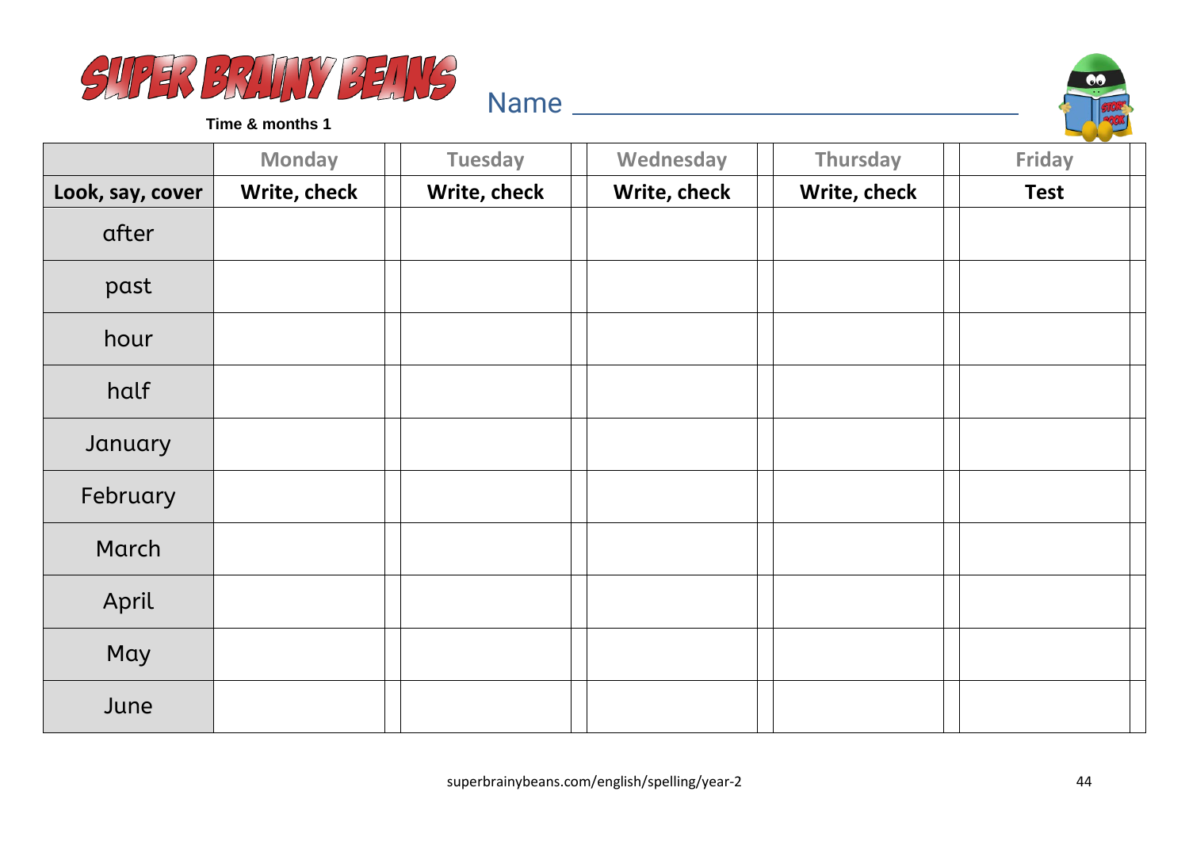# SUPER BRAINY BEANS

**Time & months 1**

Name ________________________________

| | Monday | Tuesday | Wednesday | Thursday | Friday |
|---|---|---|---|---|---|
| **Look, say, cover** | **Write, check** | **Write, check** | **Write, check** | **Write, check** | **Test** |
| after | | | | | |
| past | | | | | |
| hour | | | | | |
| half | | | | | |
| January | | | | | |
| February | | | | | |
| March | | | | | |
| April | | | | | |
| May | | | | | |
| June | | | | | |

superbrainybeans.com/english/spelling/year-2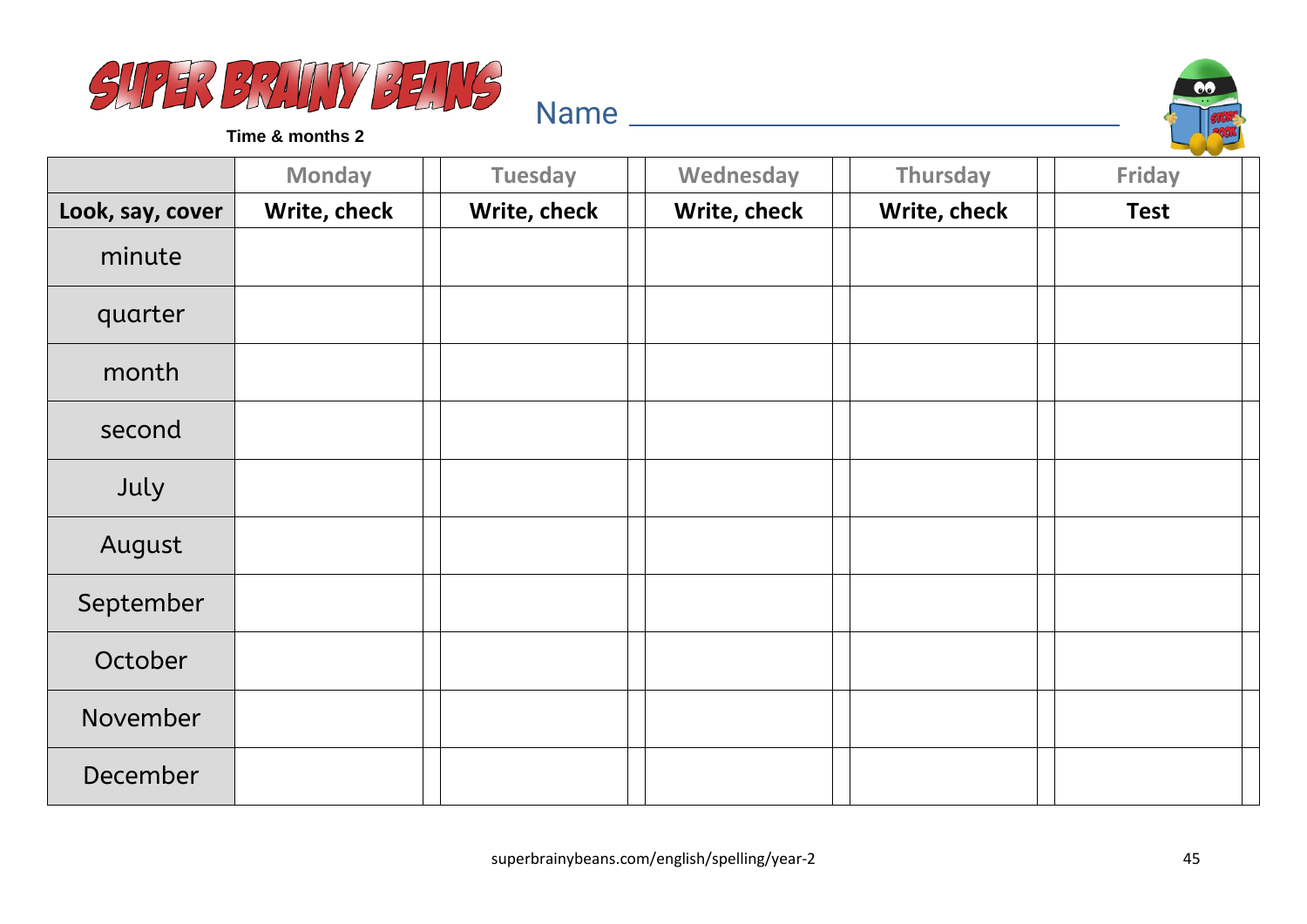# SUPER BRAINY BEANS

**Time & months 2**

Name ___________________________

| | Monday | | Tuesday | | Wednesday | | Thursday | | Friday | |
|---|---|---|---|---|---|---|---|---|---|---|
| **Look, say, cover** | **Write, check** | | **Write, check** | | **Write, check** | | **Write, check** | | **Test** | |
| minute | | | | | | | | | | |
| quarter | | | | | | | | | | |
| month | | | | | | | | | | |
| second | | | | | | | | | | |
| July | | | | | | | | | | |
| August | | | | | | | | | | |
| September | | | | | | | | | | |
| October | | | | | | | | | | |
| November | | | | | | | | | | |
| December | | | | | | | | | | |

superbrainybeans.com/english/spelling/year-2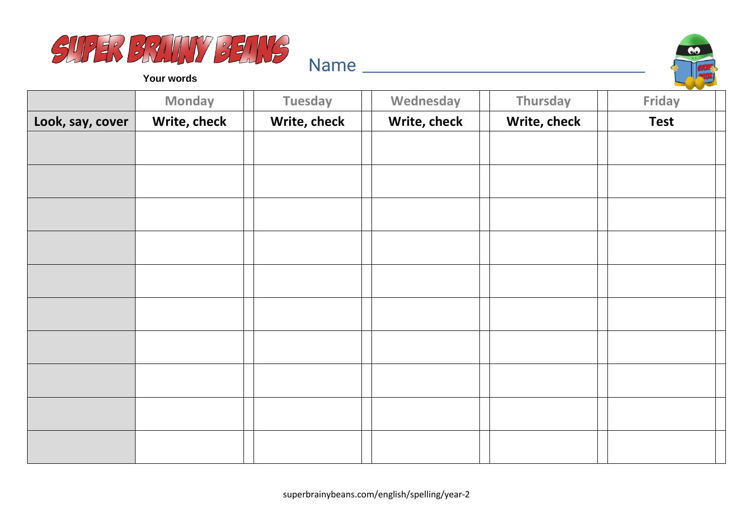SUPER BRAINY BEANS

Your words

Name ___________________________________

| | Monday | | Tuesday | | Wednesday | | Thursday | | Friday | |
|---|---|---|---|---|---|---|---|---|---|---|
| Look, say, cover | Write, check | | Write, check | | Write, check | | Write, check | | Test | |
| | | | | | | | | | | |
| | | | | | | | | | | |
| | | | | | | | | | | |
| | | | | | | | | | | |
| | | | | | | | | | | |
| | | | | | | | | | | |
| | | | | | | | | | | |
| | | | | | | | | | | |
| | | | | | | | | | | |
| | | | | | | | | | | |

superbrainybeans.com/english/spelling/year-2